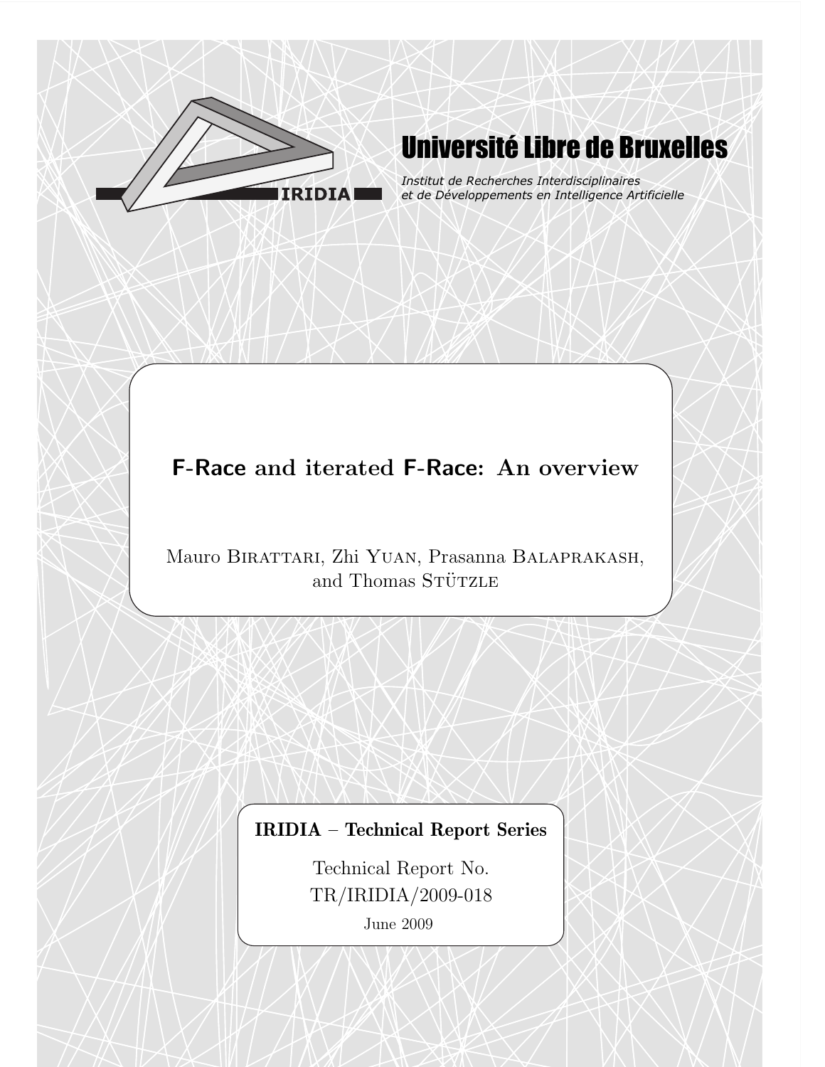# Université Libre de Bruxelles

*Institut de Recherches Interdisciplinaires et de Développements en Intelligence Artificielle*

IRIDIA

## F-Race and iterated F-Race: An overview

Mauro Birattari, Zhi Yuan, Prasanna Balaprakash, and Thomas Stützle

**IRIDIA – Technical Report Series**

Technical Report No.
TR/IRIDIA/2009-018

June 2009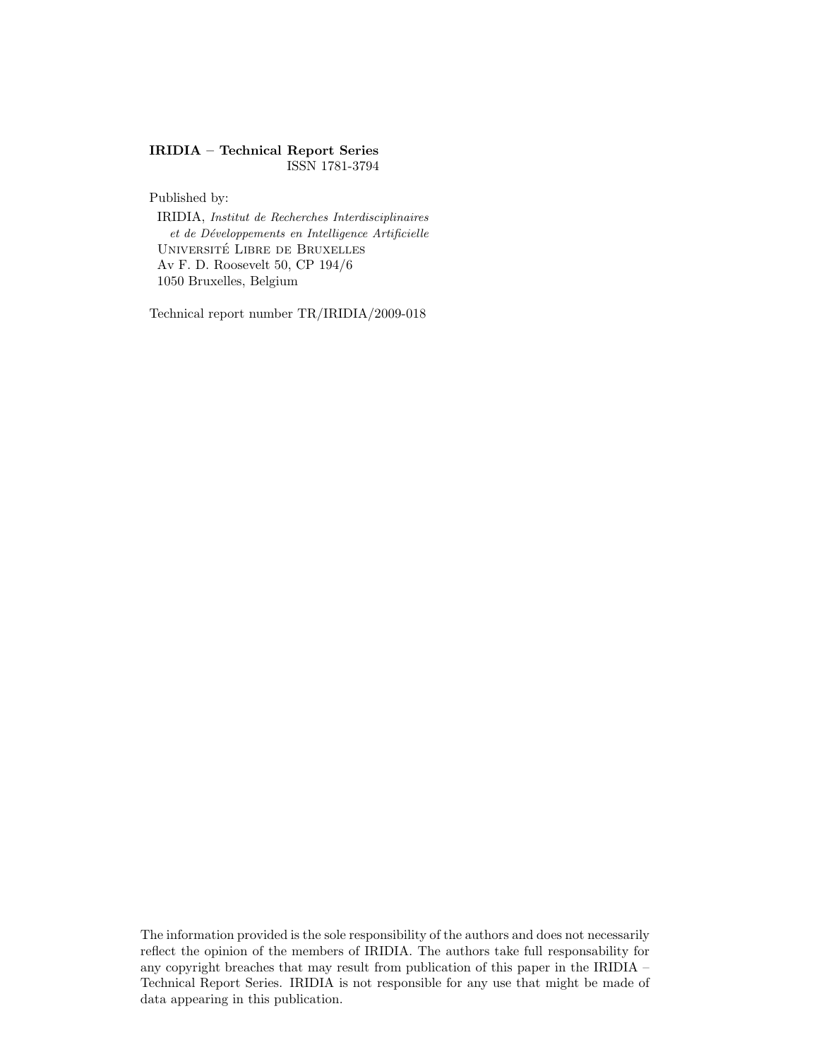**IRIDIA – Technical Report Series**
ISSN 1781-3794

Published by:

IRIDIA, *Institut de Recherches Interdisciplinaires et de Développements en Intelligence Artificielle*
Université Libre de Bruxelles
Av F. D. Roosevelt 50, CP 194/6
1050 Bruxelles, Belgium

Technical report number TR/IRIDIA/2009-018

The information provided is the sole responsibility of the authors and does not necessarily reflect the opinion of the members of IRIDIA. The authors take full responsability for any copyright breaches that may result from publication of this paper in the IRIDIA – Technical Report Series. IRIDIA is not responsible for any use that might be made of data appearing in this publication.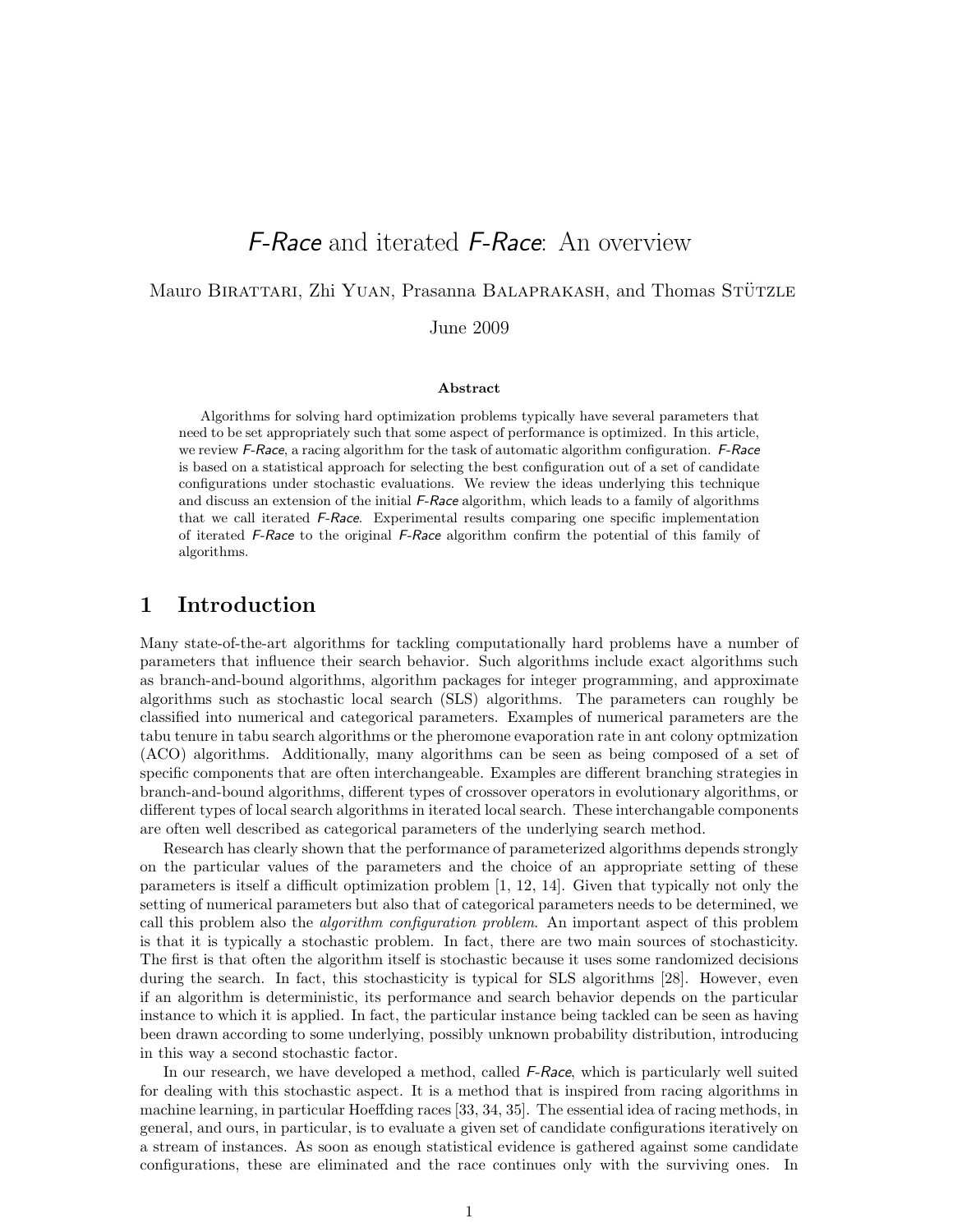# *F-Race* and iterated *F-Race*: An overview

Mauro Birattari, Zhi Yuan, Prasanna Balaprakash, and Thomas Stützle

June 2009

### Abstract

Algorithms for solving hard optimization problems typically have several parameters that need to be set appropriately such that some aspect of performance is optimized. In this article, we review *F-Race*, a racing algorithm for the task of automatic algorithm configuration. *F-Race* is based on a statistical approach for selecting the best configuration out of a set of candidate configurations under stochastic evaluations. We review the ideas underlying this technique and discuss an extension of the initial *F-Race* algorithm, which leads to a family of algorithms that we call iterated *F-Race*. Experimental results comparing one specific implementation of iterated *F-Race* to the original *F-Race* algorithm confirm the potential of this family of algorithms.

## 1 Introduction

Many state-of-the-art algorithms for tackling computationally hard problems have a number of parameters that influence their search behavior. Such algorithms include exact algorithms such as branch-and-bound algorithms, algorithm packages for integer programming, and approximate algorithms such as stochastic local search (SLS) algorithms. The parameters can roughly be classified into numerical and categorical parameters. Examples of numerical parameters are the tabu tenure in tabu search algorithms or the pheromone evaporation rate in ant colony optmization (ACO) algorithms. Additionally, many algorithms can be seen as being composed of a set of specific components that are often interchangeable. Examples are different branching strategies in branch-and-bound algorithms, different types of crossover operators in evolutionary algorithms, or different types of local search algorithms in iterated local search. These interchangable components are often well described as categorical parameters of the underlying search method.

Research has clearly shown that the performance of parameterized algorithms depends strongly on the particular values of the parameters and the choice of an appropriate setting of these parameters is itself a difficult optimization problem [1, 12, 14]. Given that typically not only the setting of numerical parameters but also that of categorical parameters needs to be determined, we call this problem also the *algorithm configuration problem*. An important aspect of this problem is that it is typically a stochastic problem. In fact, there are two main sources of stochasticity. The first is that often the algorithm itself is stochastic because it uses some randomized decisions during the search. In fact, this stochasticity is typical for SLS algorithms [28]. However, even if an algorithm is deterministic, its performance and search behavior depends on the particular instance to which it is applied. In fact, the particular instance being tackled can be seen as having been drawn according to some underlying, possibly unknown probability distribution, introducing in this way a second stochastic factor.

In our research, we have developed a method, called *F-Race*, which is particularly well suited for dealing with this stochastic aspect. It is a method that is inspired from racing algorithms in machine learning, in particular Hoeffding races [33, 34, 35]. The essential idea of racing methods, in general, and ours, in particular, is to evaluate a given set of candidate configurations iteratively on a stream of instances. As soon as enough statistical evidence is gathered against some candidate configurations, these are eliminated and the race continues only with the surviving ones. In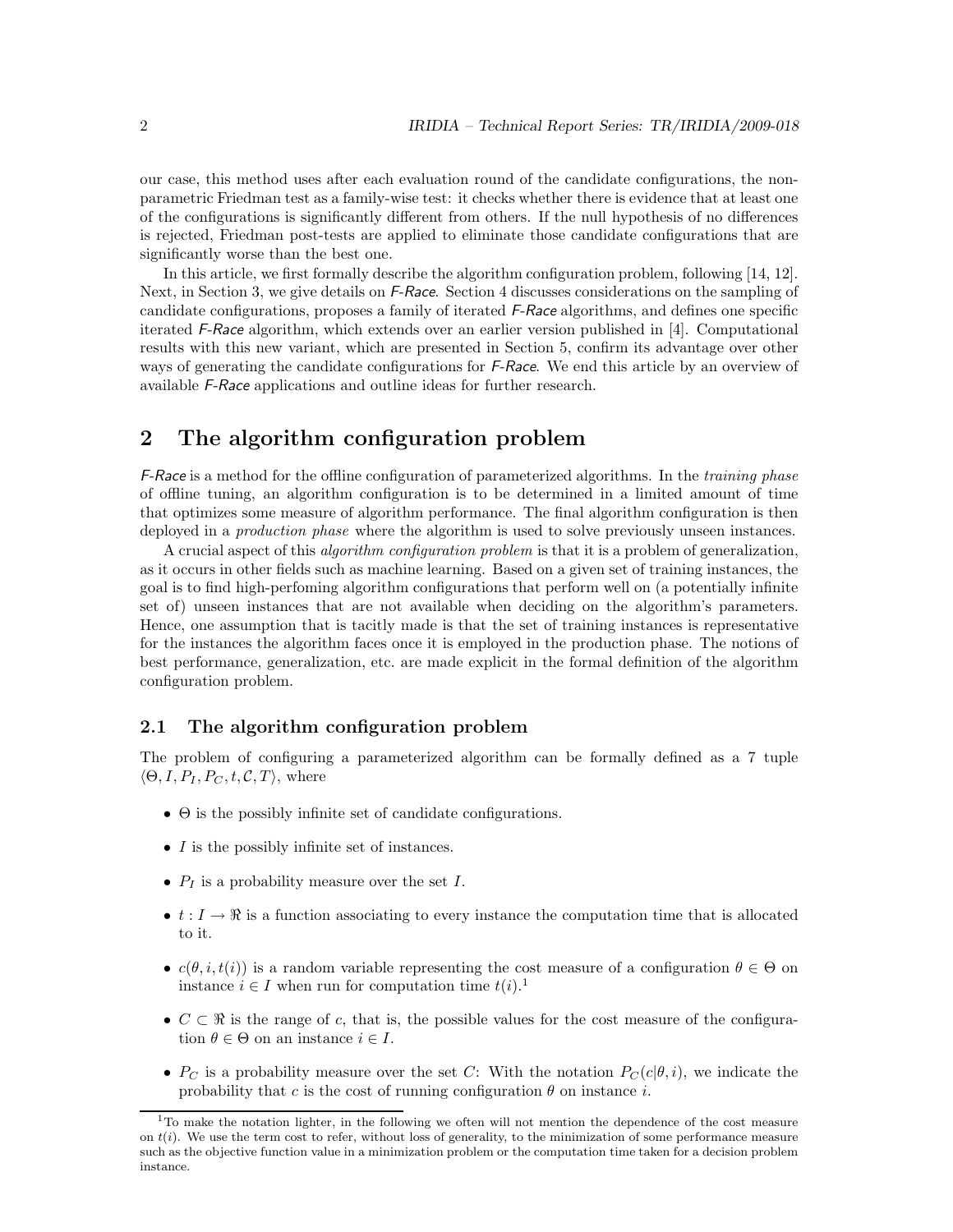our case, this method uses after each evaluation round of the candidate configurations, the non-parametric Friedman test as a family-wise test: it checks whether there is evidence that at least one of the configurations is significantly different from others. If the null hypothesis of no differences is rejected, Friedman post-tests are applied to eliminate those candidate configurations that are significantly worse than the best one.

In this article, we first formally describe the algorithm configuration problem, following [14, 12]. Next, in Section 3, we give details on *F-Race*. Section 4 discusses considerations on the sampling of candidate configurations, proposes a family of iterated *F-Race* algorithms, and defines one specific iterated *F-Race* algorithm, which extends over an earlier version published in [4]. Computational results with this new variant, which are presented in Section 5, confirm its advantage over other ways of generating the candidate configurations for *F-Race*. We end this article by an overview of available *F-Race* applications and outline ideas for further research.

## 2 The algorithm configuration problem

*F-Race* is a method for the offline configuration of parameterized algorithms. In the *training phase* of offline tuning, an algorithm configuration is to be determined in a limited amount of time that optimizes some measure of algorithm performance. The final algorithm configuration is then deployed in a *production phase* where the algorithm is used to solve previously unseen instances.

A crucial aspect of this *algorithm configuration problem* is that it is a problem of generalization, as it occurs in other fields such as machine learning. Based on a given set of training instances, the goal is to find high-perfoming algorithm configurations that perform well on (a potentially infinite set of) unseen instances that are not available when deciding on the algorithm's parameters. Hence, one assumption that is tacitly made is that the set of training instances is representative for the instances the algorithm faces once it is employed in the production phase. The notions of best performance, generalization, etc. are made explicit in the formal definition of the algorithm configuration problem.

### 2.1 The algorithm configuration problem

The problem of configuring a parameterized algorithm can be formally defined as a 7 tuple $\langle \Theta, I, P_I, P_C, t, \mathcal{C}, T \rangle$, where

- $\Theta$ is the possibly infinite set of candidate configurations.
- $I$ is the possibly infinite set of instances.
- $P_I$ is a probability measure over the set $I$.
- $t : I \to \Re$ is a function associating to every instance the computation time that is allocated to it.
- $c(\theta, i, t(i))$ is a random variable representing the cost measure of a configuration $\theta \in \Theta$ on instance $i \in I$ when run for computation time $t(i)$.[1]
- $C \subset \Re$ is the range of $c$, that is, the possible values for the cost measure of the configuration $\theta \in \Theta$ on an instance $i \in I$.
- $P_C$ is a probability measure over the set $C$: With the notation $P_C(c|\theta, i)$, we indicate the probability that $c$ is the cost of running configuration $\theta$ on instance $i$.

[1] To make the notation lighter, in the following we often will not mention the dependence of the cost measure on $t(i)$. We use the term cost to refer, without loss of generality, to the minimization of some performance measure such as the objective function value in a minimization problem or the computation time taken for a decision problem instance.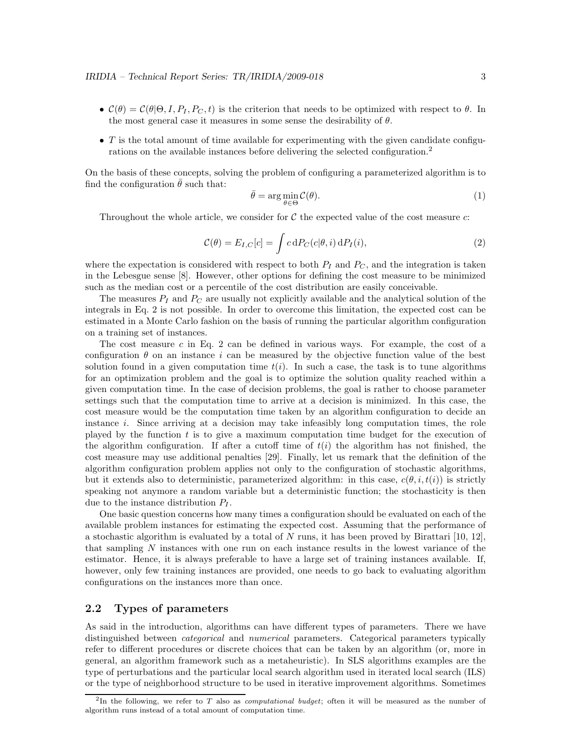- $\mathcal{C}(\theta) = \mathcal{C}(\theta|\Theta, I, P_I, P_C, t)$ is the criterion that needs to be optimized with respect to $\theta$. In the most general case it measures in some sense the desirability of $\theta$.
- $T$ is the total amount of time available for experimenting with the given candidate configurations on the available instances before delivering the selected configuration.[2]

On the basis of these concepts, solving the problem of configuring a parameterized algorithm is to find the configuration $\bar{\theta}$ such that:

$$\bar{\theta} = \arg\min_{\theta \in \Theta} \mathcal{C}(\theta). \tag{1}$$

Throughout the whole article, we consider for $\mathcal{C}$ the expected value of the cost measure $c$:

$$\mathcal{C}(\theta) = E_{I,C}[c] = \int c \, \mathrm{d}P_C(c|\theta, i) \, \mathrm{d}P_I(i), \tag{2}$$

where the expectation is considered with respect to both $P_I$ and $P_C$, and the integration is taken in the Lebesgue sense [8]. However, other options for defining the cost measure to be minimized such as the median cost or a percentile of the cost distribution are easily conceivable.

The measures $P_I$ and $P_C$ are usually not explicitly available and the analytical solution of the integrals in Eq. 2 is not possible. In order to overcome this limitation, the expected cost can be estimated in a Monte Carlo fashion on the basis of running the particular algorithm configuration on a training set of instances.

The cost measure $c$ in Eq. 2 can be defined in various ways. For example, the cost of a configuration $\theta$ on an instance $i$ can be measured by the objective function value of the best solution found in a given computation time $t(i)$. In such a case, the task is to tune algorithms for an optimization problem and the goal is to optimize the solution quality reached within a given computation time. In the case of decision problems, the goal is rather to choose parameter settings such that the computation time to arrive at a decision is minimized. In this case, the cost measure would be the computation time taken by an algorithm configuration to decide an instance $i$. Since arriving at a decision may take infeasibly long computation times, the role played by the function $t$ is to give a maximum computation time budget for the execution of the algorithm configuration. If after a cutoff time of $t(i)$ the algorithm has not finished, the cost measure may use additional penalties [29]. Finally, let us remark that the definition of the algorithm configuration problem applies not only to the configuration of stochastic algorithms, but it extends also to deterministic, parameterized algorithm: in this case, $c(\theta, i, t(i))$ is strictly speaking not anymore a random variable but a deterministic function; the stochasticity is then due to the instance distribution $P_I$.

One basic question concerns how many times a configuration should be evaluated on each of the available problem instances for estimating the expected cost. Assuming that the performance of a stochastic algorithm is evaluated by a total of $N$ runs, it has been proved by Birattari [10, 12], that sampling $N$ instances with one run on each instance results in the lowest variance of the estimator. Hence, it is always preferable to have a large set of training instances available. If, however, only few training instances are provided, one needs to go back to evaluating algorithm configurations on the instances more than once.

## 2.2 Types of parameters

As said in the introduction, algorithms can have different types of parameters. There we have distinguished between *categorical* and *numerical* parameters. Categorical parameters typically refer to different procedures or discrete choices that can be taken by an algorithm (or, more in general, an algorithm framework such as a metaheuristic). In SLS algorithms examples are the type of perturbations and the particular local search algorithm used in iterated local search (ILS) or the type of neighborhood structure to be used in iterative improvement algorithms. Sometimes

[2] In the following, we refer to $T$ also as *computational budget*; often it will be measured as the number of algorithm runs instead of a total amount of computation time.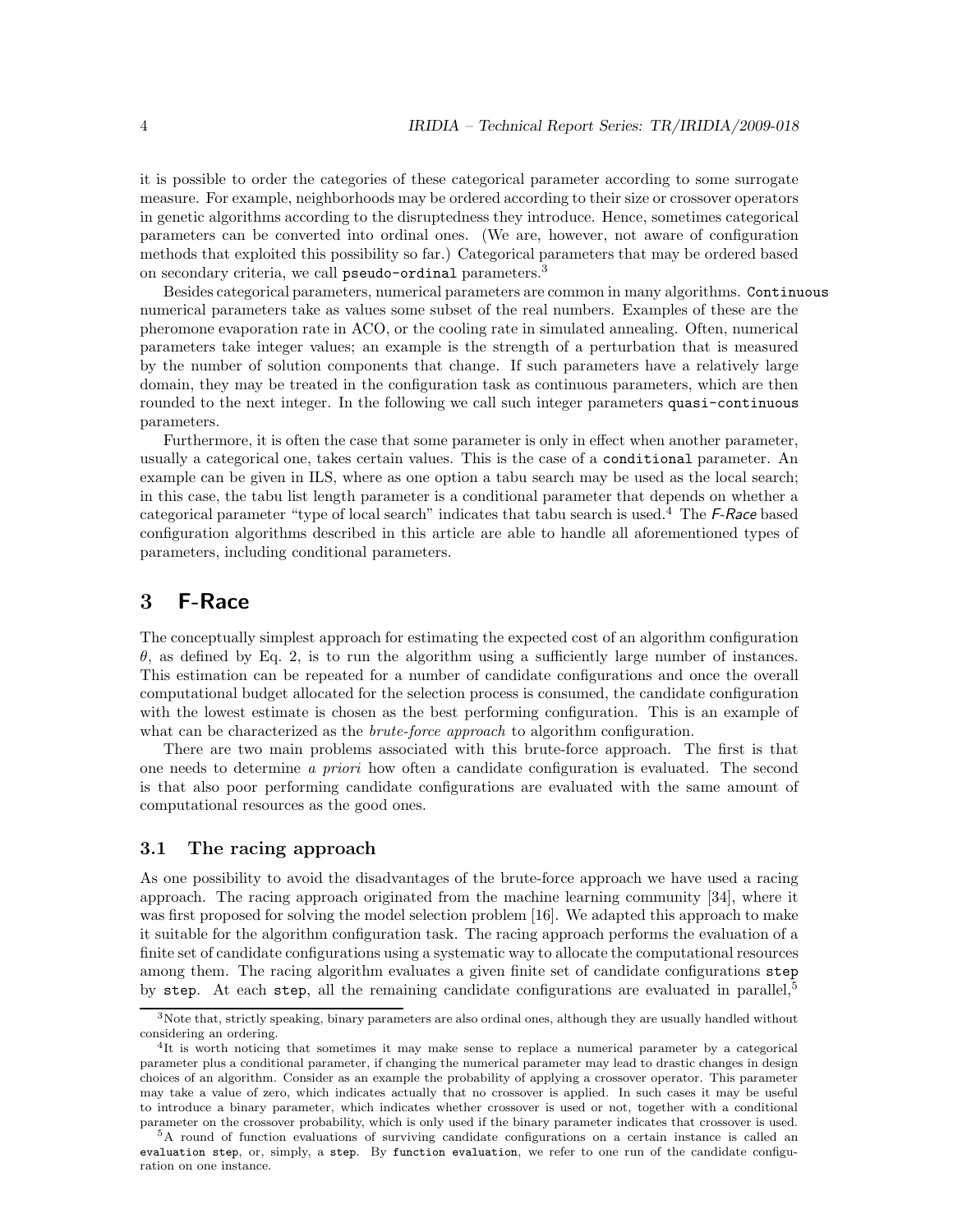it is possible to order the categories of these categorical parameter according to some surrogate measure. For example, neighborhoods may be ordered according to their size or crossover operators in genetic algorithms according to the disruptedness they introduce. Hence, sometimes categorical parameters can be converted into ordinal ones. (We are, however, not aware of configuration methods that exploited this possibility so far.) Categorical parameters that may be ordered based on secondary criteria, we call `pseudo-ordinal` parameters.[3]

Besides categorical parameters, numerical parameters are common in many algorithms. `Continuous` numerical parameters take as values some subset of the real numbers. Examples of these are the pheromone evaporation rate in ACO, or the cooling rate in simulated annealing. Often, numerical parameters take integer values; an example is the strength of a perturbation that is measured by the number of solution components that change. If such parameters have a relatively large domain, they may be treated in the configuration task as continuous parameters, which are then rounded to the next integer. In the following we call such integer parameters `quasi-continuous` parameters.

Furthermore, it is often the case that some parameter is only in effect when another parameter, usually a categorical one, takes certain values. This is the case of a `conditional` parameter. An example can be given in ILS, where as one option a tabu search may be used as the local search; in this case, the tabu list length parameter is a conditional parameter that depends on whether a categorical parameter "type of local search" indicates that tabu search is used.[4] The *F-Race* based configuration algorithms described in this article are able to handle all aforementioned types of parameters, including conditional parameters.

# 3 F-Race

The conceptually simplest approach for estimating the expected cost of an algorithm configuration $\theta$, as defined by Eq. 2, is to run the algorithm using a sufficiently large number of instances. This estimation can be repeated for a number of candidate configurations and once the overall computational budget allocated for the selection process is consumed, the candidate configuration with the lowest estimate is chosen as the best performing configuration. This is an example of what can be characterized as the *brute-force approach* to algorithm configuration.

There are two main problems associated with this brute-force approach. The first is that one needs to determine *a priori* how often a candidate configuration is evaluated. The second is that also poor performing candidate configurations are evaluated with the same amount of computational resources as the good ones.

## 3.1 The racing approach

As one possibility to avoid the disadvantages of the brute-force approach we have used a racing approach. The racing approach originated from the machine learning community [34], where it was first proposed for solving the model selection problem [16]. We adapted this approach to make it suitable for the algorithm configuration task. The racing approach performs the evaluation of a finite set of candidate configurations using a systematic way to allocate the computational resources among them. The racing algorithm evaluates a given finite set of candidate configurations `step` by `step`. At each `step`, all the remaining candidate configurations are evaluated in parallel,[5]

---

[3] Note that, strictly speaking, binary parameters are also ordinal ones, although they are usually handled without considering an ordering.

[4] It is worth noticing that sometimes it may make sense to replace a numerical parameter by a categorical parameter plus a conditional parameter, if changing the numerical parameter may lead to drastic changes in design choices of an algorithm. Consider as an example the probability of applying a crossover operator. This parameter may take a value of zero, which indicates actually that no crossover is applied. In such cases it may be useful to introduce a binary parameter, which indicates whether crossover is used or not, together with a conditional parameter on the crossover probability, which is only used if the binary parameter indicates that crossover is used.

[5] A round of function evaluations of surviving candidate configurations on a certain instance is called an `evaluation step`, or, simply, a `step`. By `function evaluation`, we refer to one run of the candidate configuration on one instance.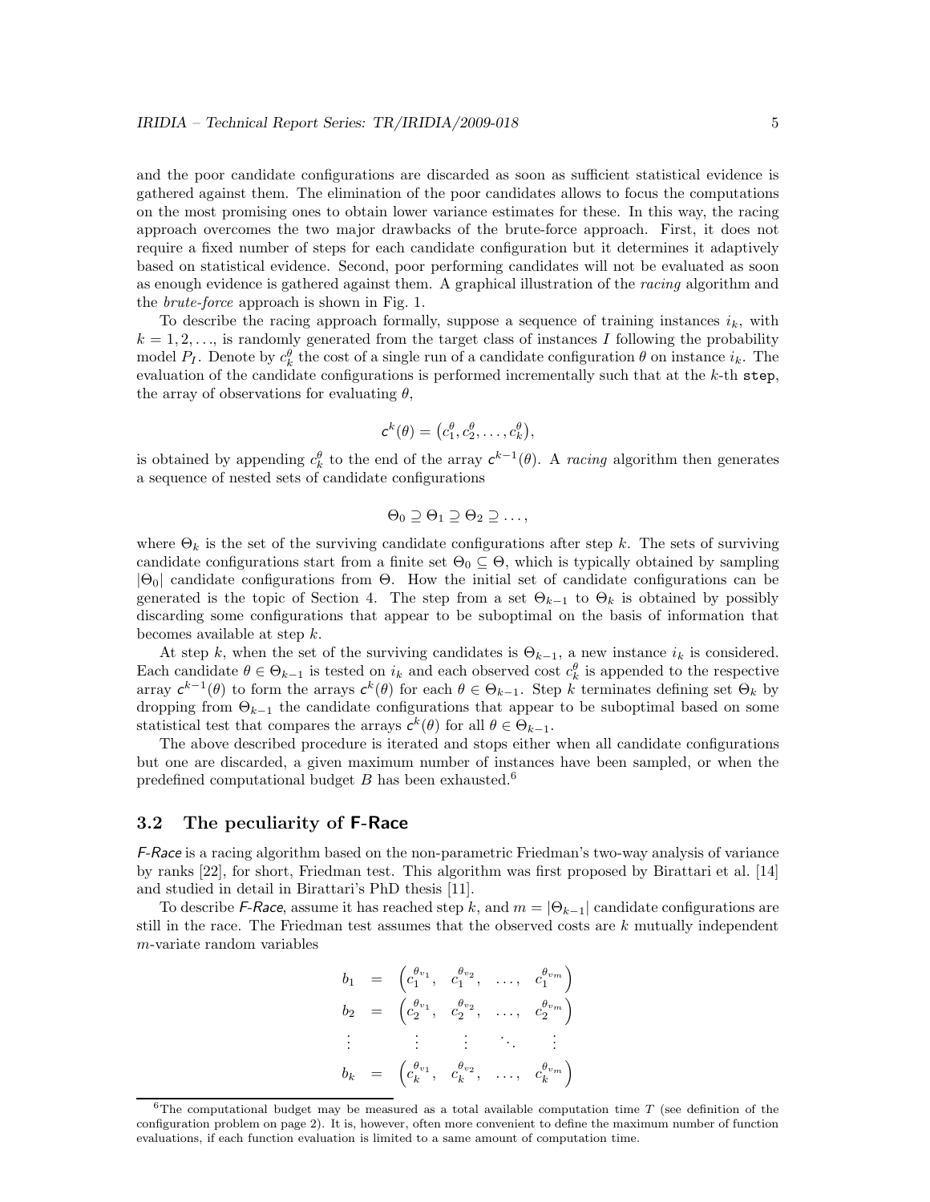and the poor candidate configurations are discarded as soon as sufficient statistical evidence is gathered against them. The elimination of the poor candidates allows to focus the computations on the most promising ones to obtain lower variance estimates for these. In this way, the racing approach overcomes the two major drawbacks of the brute-force approach. First, it does not require a fixed number of steps for each candidate configuration but it determines it adaptively based on statistical evidence. Second, poor performing candidates will not be evaluated as soon as enough evidence is gathered against them. A graphical illustration of the *racing* algorithm and the *brute-force* approach is shown in Fig. 1.

To describe the racing approach formally, suppose a sequence of training instances $i_k$, with $k = 1, 2, \ldots$, is randomly generated from the target class of instances $I$ following the probability model $P_I$. Denote by $c_k^\theta$ the cost of a single run of a candidate configuration $\theta$ on instance $i_k$. The evaluation of the candidate configurations is performed incrementally such that at the $k$-th `step`, the array of observations for evaluating $\theta$,

$$\mathsf{c}^k(\theta) = \left(c_1^\theta, c_2^\theta, \ldots, c_k^\theta\right),$$

is obtained by appending $c_k^\theta$ to the end of the array $\mathsf{c}^{k-1}(\theta)$. A *racing* algorithm then generates a sequence of nested sets of candidate configurations

$$\Theta_0 \supseteq \Theta_1 \supseteq \Theta_2 \supseteq \ldots,$$

where $\Theta_k$ is the set of the surviving candidate configurations after step $k$. The sets of surviving candidate configurations start from a finite set $\Theta_0 \subseteq \Theta$, which is typically obtained by sampling $|\Theta_0|$ candidate configurations from $\Theta$. How the initial set of candidate configurations can be generated is the topic of Section 4. The step from a set $\Theta_{k-1}$ to $\Theta_k$ is obtained by possibly discarding some configurations that appear to be suboptimal on the basis of information that becomes available at step $k$.

At step $k$, when the set of the surviving candidates is $\Theta_{k-1}$, a new instance $i_k$ is considered. Each candidate $\theta \in \Theta_{k-1}$ is tested on $i_k$ and each observed cost $c_k^\theta$ is appended to the respective array $\mathsf{c}^{k-1}(\theta)$ to form the arrays $\mathsf{c}^k(\theta)$ for each $\theta \in \Theta_{k-1}$. Step $k$ terminates defining set $\Theta_k$ by dropping from $\Theta_{k-1}$ the candidate configurations that appear to be suboptimal based on some statistical test that compares the arrays $\mathsf{c}^k(\theta)$ for all $\theta \in \Theta_{k-1}$.

The above described procedure is iterated and stops either when all candidate configurations but one are discarded, a given maximum number of instances have been sampled, or when the predefined computational budget $B$ has been exhausted.[6]

## 3.2 The peculiarity of F-Race

*F-Race* is a racing algorithm based on the non-parametric Friedman's two-way analysis of variance by ranks [22], for short, Friedman test. This algorithm was first proposed by Birattari et al. [14] and studied in detail in Birattari's PhD thesis [11].

To describe *F-Race*, assume it has reached step $k$, and $m = |\Theta_{k-1}|$ candidate configurations are still in the race. The Friedman test assumes that the observed costs are $k$ mutually independent $m$-variate random variables

$$\begin{aligned}
b_1 &= \left(c_1^{\theta_{v_1}}, \; c_1^{\theta_{v_2}}, \; \ldots, \; c_1^{\theta_{v_m}}\right) \\
b_2 &= \left(c_2^{\theta_{v_1}}, \; c_2^{\theta_{v_2}}, \; \ldots, \; c_2^{\theta_{v_m}}\right) \\
&\;\;\vdots \qquad \vdots \qquad\; \vdots \qquad \ddots \qquad \vdots \\
b_k &= \left(c_k^{\theta_{v_1}}, \; c_k^{\theta_{v_2}}, \; \ldots, \; c_k^{\theta_{v_m}}\right)
\end{aligned}$$

[6] The computational budget may be measured as a total available computation time $T$ (see definition of the configuration problem on page 2). It is, however, often more convenient to define the maximum number of function evaluations, if each function evaluation is limited to a same amount of computation time.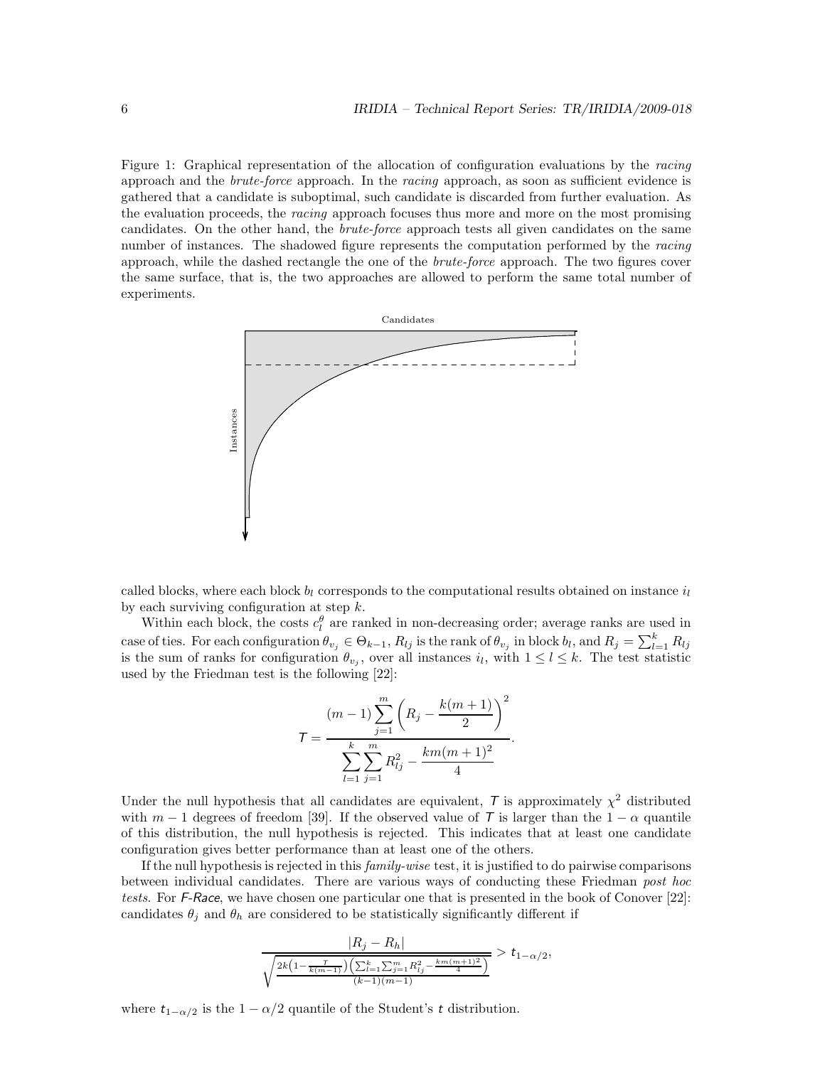Figure 1: Graphical representation of the allocation of configuration evaluations by the *racing* approach and the *brute-force* approach. In the *racing* approach, as soon as sufficient evidence is gathered that a candidate is suboptimal, such candidate is discarded from further evaluation. As the evaluation proceeds, the *racing* approach focuses thus more and more on the most promising candidates. On the other hand, the *brute-force* approach tests all given candidates on the same number of instances. The shadowed figure represents the computation performed by the *racing* approach, while the dashed rectangle the one of the *brute-force* approach. The two figures cover the same surface, that is, the two approaches are allowed to perform the same total number of experiments.

called blocks, where each block $b_l$ corresponds to the computational results obtained on instance $i_l$ by each surviving configuration at step $k$.

Within each block, the costs $c_l^\theta$ are ranked in non-decreasing order; average ranks are used in case of ties. For each configuration $\theta_{v_j} \in \Theta_{k-1}$, $R_{lj}$ is the rank of $\theta_{v_j}$ in block $b_l$, and $R_j = \sum_{l=1}^{k} R_{lj}$ is the sum of ranks for configuration $\theta_{v_j}$, over all instances $i_l$, with $1 \leq l \leq k$. The test statistic used by the Friedman test is the following [22]:

$$\mathsf{T} = \frac{(m-1)\displaystyle\sum_{j=1}^{m}\left(R_j - \frac{k(m+1)}{2}\right)^2}{\displaystyle\sum_{l=1}^{k}\sum_{j=1}^{m} R_{lj}^2 - \frac{km(m+1)^2}{4}}.$$

Under the null hypothesis that all candidates are equivalent, $\mathsf{T}$ is approximately $\chi^2$ distributed with $m-1$ degrees of freedom [39]. If the observed value of $\mathsf{T}$ is larger than the $1-\alpha$ quantile of this distribution, the null hypothesis is rejected. This indicates that at least one candidate configuration gives better performance than at least one of the others.

If the null hypothesis is rejected in this *family-wise* test, it is justified to do pairwise comparisons between individual candidates. There are various ways of conducting these Friedman *post hoc tests*. For *F-Race*, we have chosen one particular one that is presented in the book of Conover [22]: candidates $\theta_j$ and $\theta_h$ are considered to be statistically significantly different if

$$\frac{|R_j - R_h|}{\sqrt{\frac{2k\left(1-\frac{\mathsf{T}}{k(m-1)}\right)\left(\sum_{l=1}^{k}\sum_{j=1}^{m} R_{lj}^2 - \frac{km(m+1)^2}{4}\right)}{(k-1)(m-1)}}} > \mathsf{t}_{1-\alpha/2},$$

where $\mathsf{t}_{1-\alpha/2}$ is the $1-\alpha/2$ quantile of the Student's $\mathsf{t}$ distribution.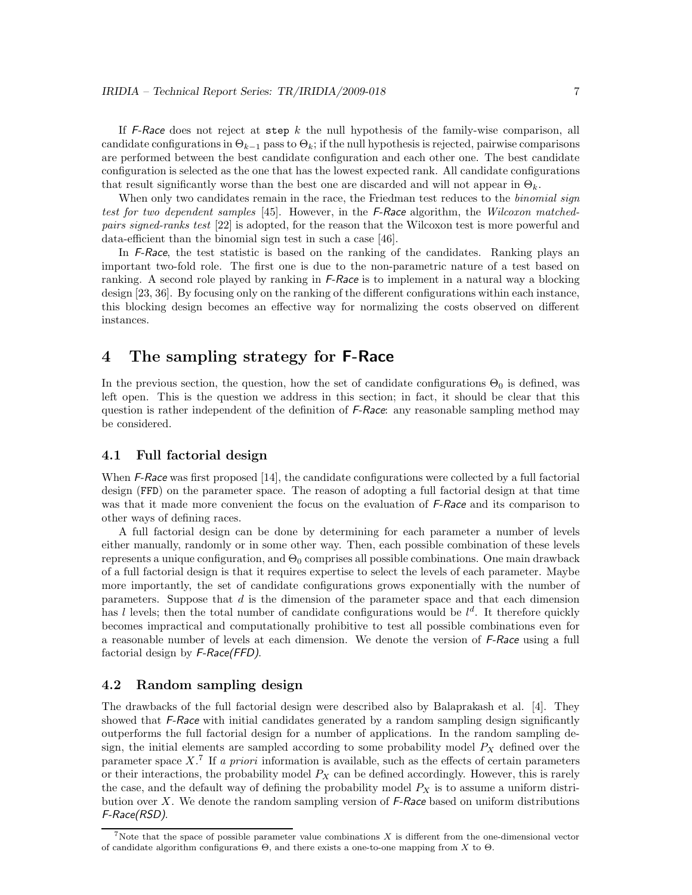If *F-Race* does not reject at `step` $k$ the null hypothesis of the family-wise comparison, all candidate configurations in $\Theta_{k-1}$ pass to $\Theta_k$; if the null hypothesis is rejected, pairwise comparisons are performed between the best candidate configuration and each other one. The best candidate configuration is selected as the one that has the lowest expected rank. All candidate configurations that result significantly worse than the best one are discarded and will not appear in $\Theta_k$.

When only two candidates remain in the race, the Friedman test reduces to the *binomial sign test for two dependent samples* [45]. However, in the *F-Race* algorithm, the *Wilcoxon matched-pairs signed-ranks test* [22] is adopted, for the reason that the Wilcoxon test is more powerful and data-efficient than the binomial sign test in such a case [46].

In *F-Race*, the test statistic is based on the ranking of the candidates. Ranking plays an important two-fold role. The first one is due to the non-parametric nature of a test based on ranking. A second role played by ranking in *F-Race* is to implement in a natural way a blocking design [23, 36]. By focusing only on the ranking of the different configurations within each instance, this blocking design becomes an effective way for normalizing the costs observed on different instances.

# 4 The sampling strategy for F-Race

In the previous section, the question, how the set of candidate configurations $\Theta_0$ is defined, was left open. This is the question we address in this section; in fact, it should be clear that this question is rather independent of the definition of *F-Race*: any reasonable sampling method may be considered.

## 4.1 Full factorial design

When *F-Race* was first proposed [14], the candidate configurations were collected by a full factorial design (FFD) on the parameter space. The reason of adopting a full factorial design at that time was that it made more convenient the focus on the evaluation of *F-Race* and its comparison to other ways of defining races.

A full factorial design can be done by determining for each parameter a number of levels either manually, randomly or in some other way. Then, each possible combination of these levels represents a unique configuration, and $\Theta_0$ comprises all possible combinations. One main drawback of a full factorial design is that it requires expertise to select the levels of each parameter. Maybe more importantly, the set of candidate configurations grows exponentially with the number of parameters. Suppose that $d$ is the dimension of the parameter space and that each dimension has $l$ levels; then the total number of candidate configurations would be $l^d$. It therefore quickly becomes impractical and computationally prohibitive to test all possible combinations even for a reasonable number of levels at each dimension. We denote the version of *F-Race* using a full factorial design by *F-Race(FFD)*.

## 4.2 Random sampling design

The drawbacks of the full factorial design were described also by Balaprakash et al. [4]. They showed that *F-Race* with initial candidates generated by a random sampling design significantly outperforms the full factorial design for a number of applications. In the random sampling design, the initial elements are sampled according to some probability model $P_X$ defined over the parameter space $X$.[7] If *a priori* information is available, such as the effects of certain parameters or their interactions, the probability model $P_X$ can be defined accordingly. However, this is rarely the case, and the default way of defining the probability model $P_X$ is to assume a uniform distribution over $X$. We denote the random sampling version of *F-Race* based on uniform distributions *F-Race(RSD)*.

[7] Note that the space of possible parameter value combinations $X$ is different from the one-dimensional vector of candidate algorithm configurations $\Theta$, and there exists a one-to-one mapping from $X$ to $\Theta$.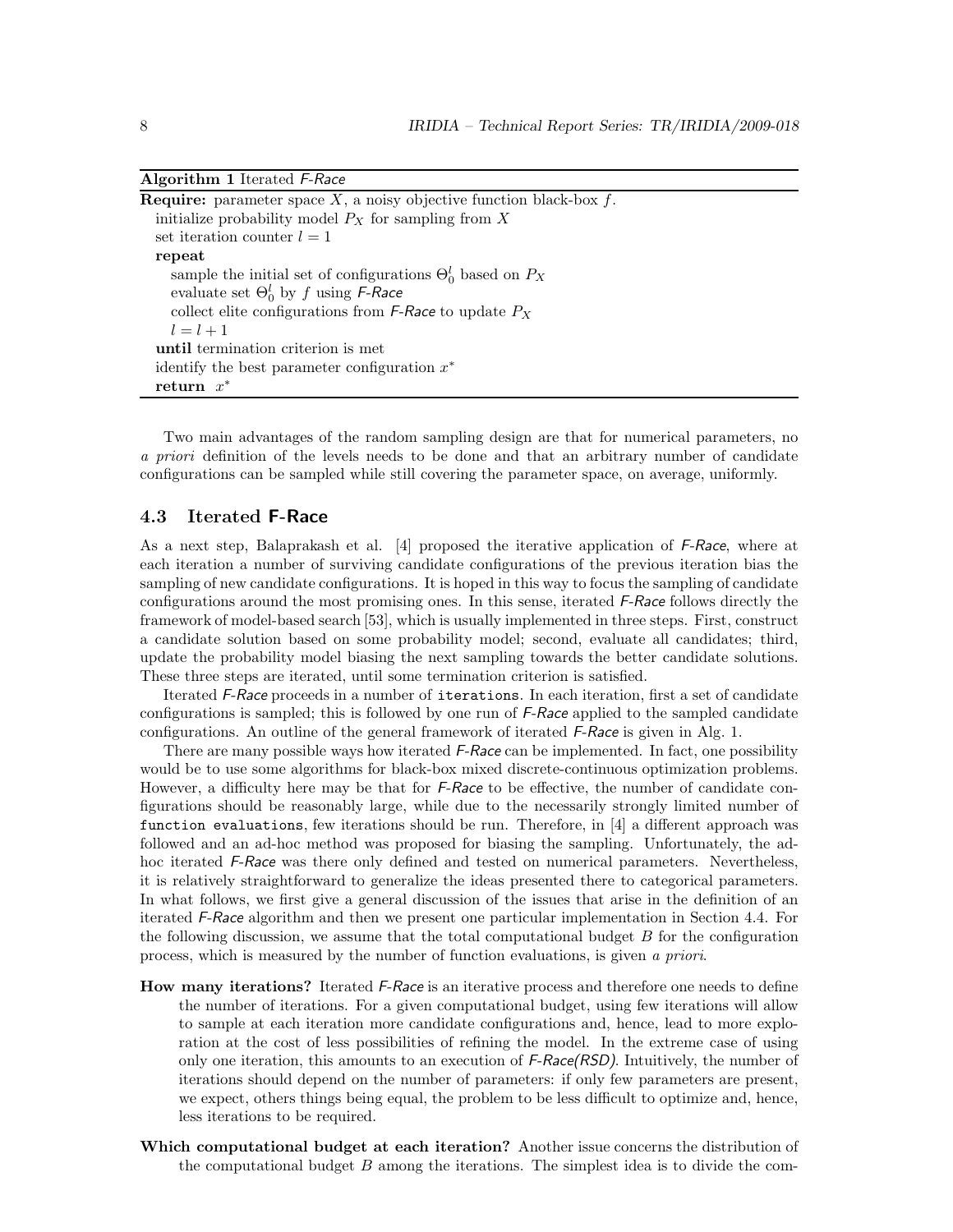**Algorithm 1** Iterated *F-Race*

---

**Require:** parameter space $X$, a noisy objective function black-box $f$.
  initialize probability model $P_X$ for sampling from $X$
  set iteration counter $l = 1$
  **repeat**
    sample the initial set of configurations $\Theta_0^l$ based on $P_X$
    evaluate set $\Theta_0^l$ by $f$ using *F-Race*
    collect elite configurations from *F-Race* to update $P_X$
    $l = l + 1$
  **until** termination criterion is met
  identify the best parameter configuration $x^*$
  **return** $x^*$

---

Two main advantages of the random sampling design are that for numerical parameters, no *a priori* definition of the levels needs to be done and that an arbitrary number of candidate configurations can be sampled while still covering the parameter space, on average, uniformly.

### 4.3 Iterated F-Race

As a next step, Balaprakash et al. [4] proposed the iterative application of *F-Race*, where at each iteration a number of surviving candidate configurations of the previous iteration bias the sampling of new candidate configurations. It is hoped in this way to focus the sampling of candidate configurations around the most promising ones. In this sense, iterated *F-Race* follows directly the framework of model-based search [53], which is usually implemented in three steps. First, construct a candidate solution based on some probability model; second, evaluate all candidates; third, update the probability model biasing the next sampling towards the better candidate solutions. These three steps are iterated, until some termination criterion is satisfied.

Iterated *F-Race* proceeds in a number of `iterations`. In each iteration, first a set of candidate configurations is sampled; this is followed by one run of *F-Race* applied to the sampled candidate configurations. An outline of the general framework of iterated *F-Race* is given in Alg. 1.

There are many possible ways how iterated *F-Race* can be implemented. In fact, one possibility would be to use some algorithms for black-box mixed discrete-continuous optimization problems. However, a difficulty here may be that for *F-Race* to be effective, the number of candidate configurations should be reasonably large, while due to the necessarily strongly limited number of `function evaluations`, few iterations should be run. Therefore, in [4] a different approach was followed and an ad-hoc method was proposed for biasing the sampling. Unfortunately, the ad-hoc iterated *F-Race* was there only defined and tested on numerical parameters. Nevertheless, it is relatively straightforward to generalize the ideas presented there to categorical parameters. In what follows, we first give a general discussion of the issues that arise in the definition of an iterated *F-Race* algorithm and then we present one particular implementation in Section 4.4. For the following discussion, we assume that the total computational budget $B$ for the configuration process, which is measured by the number of function evaluations, is given *a priori*.

**How many iterations?** Iterated *F-Race* is an iterative process and therefore one needs to define the number of iterations. For a given computational budget, using few iterations will allow to sample at each iteration more candidate configurations and, hence, lead to more exploration at the cost of less possibilities of refining the model. In the extreme case of using only one iteration, this amounts to an execution of *F-Race(RSD)*. Intuitively, the number of iterations should depend on the number of parameters: if only few parameters are present, we expect, others things being equal, the problem to be less difficult to optimize and, hence, less iterations to be required.

**Which computational budget at each iteration?** Another issue concerns the distribution of the computational budget $B$ among the iterations. The simplest idea is to divide the com-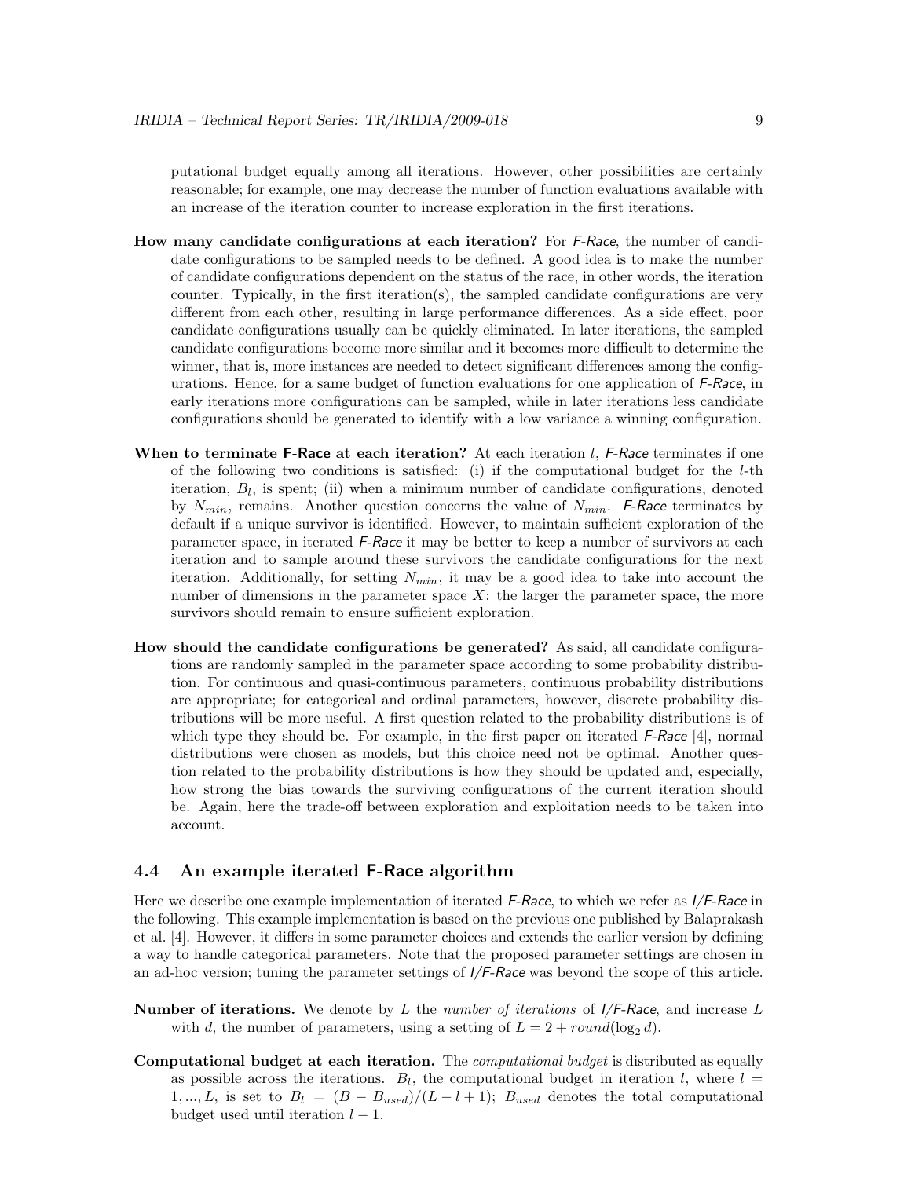putational budget equally among all iterations. However, other possibilities are certainly reasonable; for example, one may decrease the number of function evaluations available with an increase of the iteration counter to increase exploration in the first iterations.

**How many candidate configurations at each iteration?** For *F-Race*, the number of candidate configurations to be sampled needs to be defined. A good idea is to make the number of candidate configurations dependent on the status of the race, in other words, the iteration counter. Typically, in the first iteration(s), the sampled candidate configurations are very different from each other, resulting in large performance differences. As a side effect, poor candidate configurations usually can be quickly eliminated. In later iterations, the sampled candidate configurations become more similar and it becomes more difficult to determine the winner, that is, more instances are needed to detect significant differences among the configurations. Hence, for a same budget of function evaluations for one application of *F-Race*, in early iterations more configurations can be sampled, while in later iterations less candidate configurations should be generated to identify with a low variance a winning configuration.

**When to terminate F-Race at each iteration?** At each iteration $l$, *F-Race* terminates if one of the following two conditions is satisfied: (i) if the computational budget for the $l$-th iteration, $B_l$, is spent; (ii) when a minimum number of candidate configurations, denoted by $N_{min}$, remains. Another question concerns the value of $N_{min}$. *F-Race* terminates by default if a unique survivor is identified. However, to maintain sufficient exploration of the parameter space, in iterated *F-Race* it may be better to keep a number of survivors at each iteration and to sample around these survivors the candidate configurations for the next iteration. Additionally, for setting $N_{min}$, it may be a good idea to take into account the number of dimensions in the parameter space $X$: the larger the parameter space, the more survivors should remain to ensure sufficient exploration.

**How should the candidate configurations be generated?** As said, all candidate configurations are randomly sampled in the parameter space according to some probability distribution. For continuous and quasi-continuous parameters, continuous probability distributions are appropriate; for categorical and ordinal parameters, however, discrete probability distributions will be more useful. A first question related to the probability distributions is of which type they should be. For example, in the first paper on iterated *F-Race* [4], normal distributions were chosen as models, but this choice need not be optimal. Another question related to the probability distributions is how they should be updated and, especially, how strong the bias towards the surviving configurations of the current iteration should be. Again, here the trade-off between exploration and exploitation needs to be taken into account.

### 4.4 An example iterated F-Race algorithm

Here we describe one example implementation of iterated *F-Race*, to which we refer as *I/F-Race* in the following. This example implementation is based on the previous one published by Balaprakash et al. [4]. However, it differs in some parameter choices and extends the earlier version by defining a way to handle categorical parameters. Note that the proposed parameter settings are chosen in an ad-hoc version; tuning the parameter settings of *I/F-Race* was beyond the scope of this article.

**Number of iterations.** We denote by $L$ the *number of iterations* of *I/F-Race*, and increase $L$ with $d$, the number of parameters, using a setting of $L = 2 + round(\log_2 d)$.

**Computational budget at each iteration.** The *computational budget* is distributed as equally as possible across the iterations. $B_l$, the computational budget in iteration $l$, where $l = 1, ..., L$, is set to $B_l = (B - B_{used})/(L - l + 1)$; $B_{used}$ denotes the total computational budget used until iteration $l - 1$.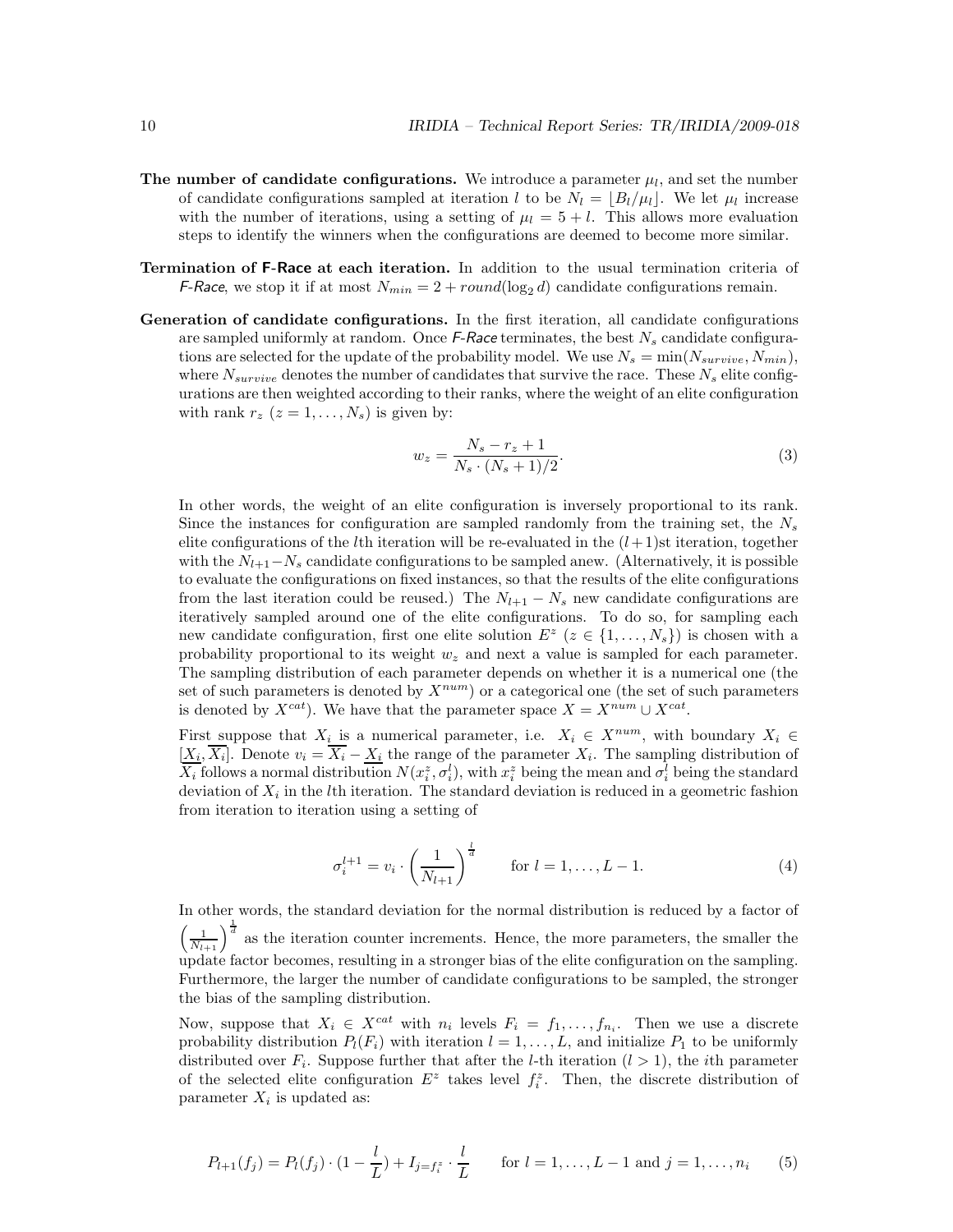**The number of candidate configurations.** We introduce a parameter $\mu_l$, and set the number of candidate configurations sampled at iteration $l$ to be $N_l = \lfloor B_l/\mu_l \rfloor$. We let $\mu_l$ increase with the number of iterations, using a setting of $\mu_l = 5 + l$. This allows more evaluation steps to identify the winners when the configurations are deemed to become more similar.

**Termination of F-Race at each iteration.** In addition to the usual termination criteria of *F-Race*, we stop it if at most $N_{min} = 2 + round(\log_2 d)$ candidate configurations remain.

**Generation of candidate configurations.** In the first iteration, all candidate configurations are sampled uniformly at random. Once *F-Race* terminates, the best $N_s$ candidate configurations are selected for the update of the probability model. We use $N_s = \min(N_{survive}, N_{min})$, where $N_{survive}$ denotes the number of candidates that survive the race. These $N_s$ elite configurations are then weighted according to their ranks, where the weight of an elite configuration with rank $r_z$ $(z = 1, \ldots, N_s)$ is given by:

$$w_z = \frac{N_s - r_z + 1}{N_s \cdot (N_s + 1)/2}. \tag{3}$$

In other words, the weight of an elite configuration is inversely proportional to its rank. Since the instances for configuration are sampled randomly from the training set, the $N_s$ elite configurations of the $l$th iteration will be re-evaluated in the $(l+1)$st iteration, together with the $N_{l+1} - N_s$ candidate configurations to be sampled anew. (Alternatively, it is possible to evaluate the configurations on fixed instances, so that the results of the elite configurations from the last iteration could be reused.) The $N_{l+1} - N_s$ new candidate configurations are iteratively sampled around one of the elite configurations. To do so, for sampling each new candidate configuration, first one elite solution $E^z$ $(z \in \{1, \ldots, N_s\})$ is chosen with a probability proportional to its weight $w_z$ and next a value is sampled for each parameter. The sampling distribution of each parameter depends on whether it is a numerical one (the set of such parameters is denoted by $X^{num}$) or a categorical one (the set of such parameters is denoted by $X^{cat}$). We have that the parameter space $X = X^{num} \cup X^{cat}$.

First suppose that $X_i$ is a numerical parameter, i.e. $X_i \in X^{num}$, with boundary $X_i \in [\underline{X_i}, \overline{X_i}]$. Denote $v_i = \overline{X_i} - \underline{X_i}$ the range of the parameter $X_i$. The sampling distribution of $X_i$ follows a normal distribution $N(x_i^z, \sigma_i^l)$, with $x_i^z$ being the mean and $\sigma_i^l$ being the standard deviation of $X_i$ in the $l$th iteration. The standard deviation is reduced in a geometric fashion from iteration to iteration using a setting of

$$\sigma_i^{l+1} = v_i \cdot \left(\frac{1}{N_{l+1}}\right)^{\frac{l}{d}} \qquad \text{for } l = 1, \ldots, L-1. \tag{4}$$

In other words, the standard deviation for the normal distribution is reduced by a factor of $\left(\frac{1}{N_{l+1}}\right)^{\frac{1}{d}}$ as the iteration counter increments. Hence, the more parameters, the smaller the update factor becomes, resulting in a stronger bias of the elite configuration on the sampling. Furthermore, the larger the number of candidate configurations to be sampled, the stronger the bias of the sampling distribution.

Now, suppose that $X_i \in X^{cat}$ with $n_i$ levels $F_i = f_1, \ldots, f_{n_i}$. Then we use a discrete probability distribution $P_l(F_i)$ with iteration $l = 1, \ldots, L$, and initialize $P_1$ to be uniformly distributed over $F_i$. Suppose further that after the $l$-th iteration $(l > 1)$, the $i$th parameter of the selected elite configuration $E^z$ takes level $f_i^z$. Then, the discrete distribution of parameter $X_i$ is updated as:

$$P_{l+1}(f_j) = P_l(f_j) \cdot (1 - \frac{l}{L}) + I_{j=f_i^z} \cdot \frac{l}{L} \qquad \text{for } l = 1, \ldots, L-1 \text{ and } j = 1, \ldots, n_i \tag{5}$$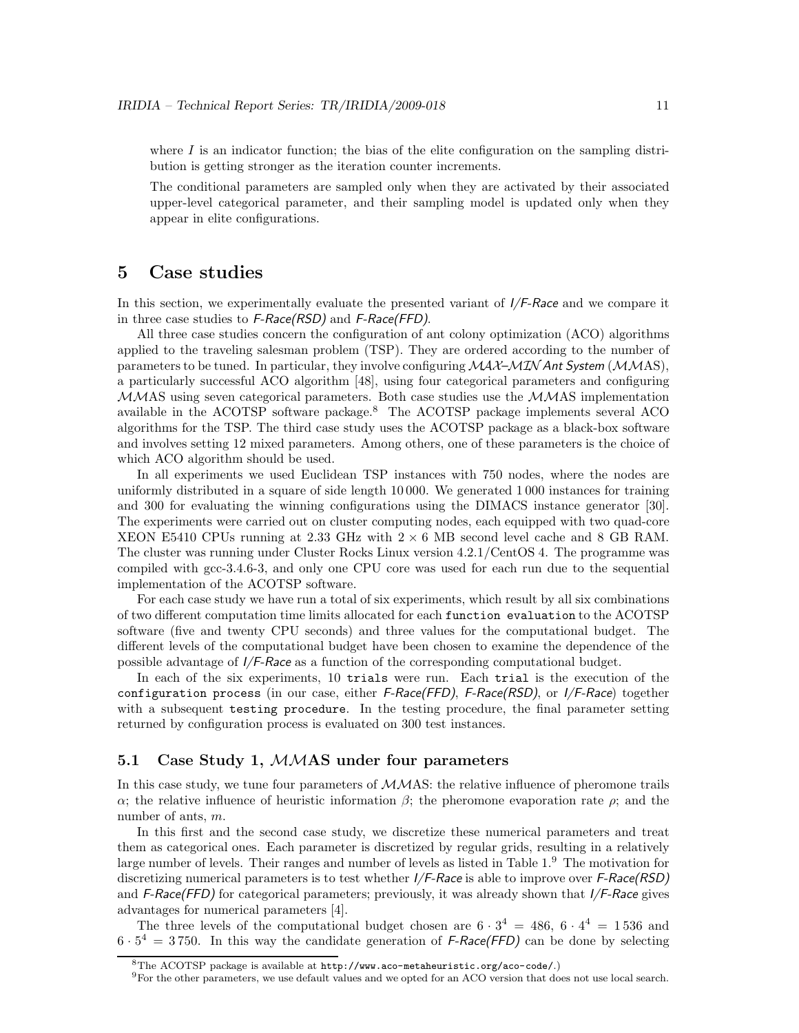where $I$ is an indicator function; the bias of the elite configuration on the sampling distribution is getting stronger as the iteration counter increments.

The conditional parameters are sampled only when they are activated by their associated upper-level categorical parameter, and their sampling model is updated only when they appear in elite configurations.

# 5 Case studies

In this section, we experimentally evaluate the presented variant of *I/F-Race* and we compare it in three case studies to *F-Race(RSD)* and *F-Race(FFD)*.

All three case studies concern the configuration of ant colony optimization (ACO) algorithms applied to the traveling salesman problem (TSP). They are ordered according to the number of parameters to be tuned. In particular, they involve configuring $\mathcal{MAX}$–$\mathcal{MIN}$ *Ant System* ($\mathcal{MM}$AS), a particularly successful ACO algorithm [48], using four categorical parameters and configuring $\mathcal{MM}$AS using seven categorical parameters. Both case studies use the $\mathcal{MM}$AS implementation available in the ACOTSP software package.[8] The ACOTSP package implements several ACO algorithms for the TSP. The third case study uses the ACOTSP package as a black-box software and involves setting 12 mixed parameters. Among others, one of these parameters is the choice of which ACO algorithm should be used.

In all experiments we used Euclidean TSP instances with 750 nodes, where the nodes are uniformly distributed in a square of side length 10 000. We generated 1 000 instances for training and 300 for evaluating the winning configurations using the DIMACS instance generator [30]. The experiments were carried out on cluster computing nodes, each equipped with two quad-core XEON E5410 CPUs running at 2.33 GHz with $2 \times 6$ MB second level cache and 8 GB RAM. The cluster was running under Cluster Rocks Linux version 4.2.1/CentOS 4. The programme was compiled with gcc-3.4.6-3, and only one CPU core was used for each run due to the sequential implementation of the ACOTSP software.

For each case study we have run a total of six experiments, which result by all six combinations of two different computation time limits allocated for each `function evaluation` to the ACOTSP software (five and twenty CPU seconds) and three values for the computational budget. The different levels of the computational budget have been chosen to examine the dependence of the possible advantage of *I/F-Race* as a function of the corresponding computational budget.

In each of the six experiments, 10 `trials` were run. Each `trial` is the execution of the `configuration process` (in our case, either *F-Race(FFD)*, *F-Race(RSD)*, or *I/F-Race*) together with a subsequent `testing procedure`. In the testing procedure, the final parameter setting returned by configuration process is evaluated on 300 test instances.

## 5.1 Case Study 1, $\mathcal{MM}$AS under four parameters

In this case study, we tune four parameters of $\mathcal{MM}$AS: the relative influence of pheromone trails $\alpha$; the relative influence of heuristic information $\beta$; the pheromone evaporation rate $\rho$; and the number of ants, $m$.

In this first and the second case study, we discretize these numerical parameters and treat them as categorical ones. Each parameter is discretized by regular grids, resulting in a relatively large number of levels. Their ranges and number of levels as listed in Table 1.[9] The motivation for discretizing numerical parameters is to test whether *I/F-Race* is able to improve over *F-Race(RSD)* and *F-Race(FFD)* for categorical parameters; previously, it was already shown that *I/F-Race* gives advantages for numerical parameters [4].

The three levels of the computational budget chosen are $6 \cdot 3^4 = 486$, $6 \cdot 4^4 = 1\,536$ and $6 \cdot 5^4 = 3\,750$. In this way the candidate generation of *F-Race(FFD)* can be done by selecting

[8] The ACOTSP package is available at http://www.aco-metaheuristic.org/aco-code/.)

[9] For the other parameters, we use default values and we opted for an ACO version that does not use local search.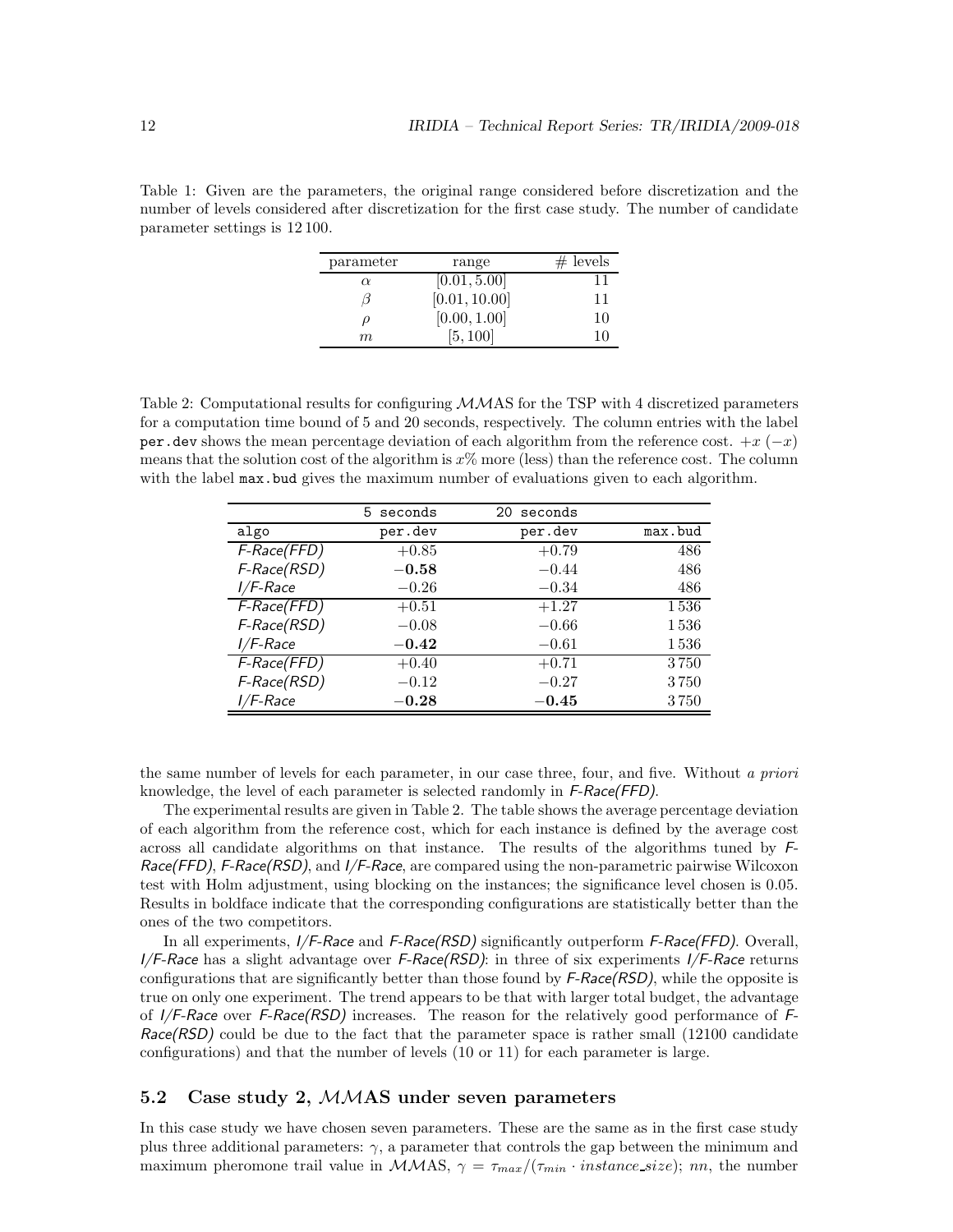Table 1: Given are the parameters, the original range considered before discretization and the number of levels considered after discretization for the first case study. The number of candidate parameter settings is 12 100.

| parameter | range | # levels |
|---|---|---|
| $\alpha$ | $[0.01, 5.00]$ | 11 |
| $\beta$ | $[0.01, 10.00]$ | 11 |
| $\rho$ | $[0.00, 1.00]$ | 10 |
| $m$ | $[5, 100]$ | 10 |

Table 2: Computational results for configuring $\mathcal{MM}$AS for the TSP with 4 discretized parameters for a computation time bound of 5 and 20 seconds, respectively. The column entries with the label `per.dev` shows the mean percentage deviation of each algorithm from the reference cost. $+x$ ($-x$) means that the solution cost of the algorithm is $x$% more (less) than the reference cost. The column with the label `max.bud` gives the maximum number of evaluations given to each algorithm.

| | 5 seconds | 20 seconds | |
|---|---|---|---|
| algo | per.dev | per.dev | max.bud |
| *F-Race(FFD)* | $+0.85$ | $+0.79$ | 486 |
| *F-Race(RSD)* | $\mathbf{-0.58}$ | $-0.44$ | 486 |
| *I/F-Race* | $-0.26$ | $-0.34$ | 486 |
| *F-Race(FFD)* | $+0.51$ | $+1.27$ | 1 536 |
| *F-Race(RSD)* | $-0.08$ | $-0.66$ | 1 536 |
| *I/F-Race* | $\mathbf{-0.42}$ | $-0.61$ | 1 536 |
| *F-Race(FFD)* | $+0.40$ | $+0.71$ | 3 750 |
| *F-Race(RSD)* | $-0.12$ | $-0.27$ | 3 750 |
| *I/F-Race* | $\mathbf{-0.28}$ | $\mathbf{-0.45}$ | 3 750 |

the same number of levels for each parameter, in our case three, four, and five. Without *a priori* knowledge, the level of each parameter is selected randomly in *F-Race(FFD)*.

The experimental results are given in Table 2. The table shows the average percentage deviation of each algorithm from the reference cost, which for each instance is defined by the average cost across all candidate algorithms on that instance. The results of the algorithms tuned by *F-Race(FFD)*, *F-Race(RSD)*, and *I/F-Race*, are compared using the non-parametric pairwise Wilcoxon test with Holm adjustment, using blocking on the instances; the significance level chosen is 0.05. Results in boldface indicate that the corresponding configurations are statistically better than the ones of the two competitors.

In all experiments, *I/F-Race* and *F-Race(RSD)* significantly outperform *F-Race(FFD)*. Overall, *I/F-Race* has a slight advantage over *F-Race(RSD)*: in three of six experiments *I/F-Race* returns configurations that are significantly better than those found by *F-Race(RSD)*, while the opposite is true on only one experiment. The trend appears to be that with larger total budget, the advantage of *I/F-Race* over *F-Race(RSD)* increases. The reason for the relatively good performance of *F-Race(RSD)* could be due to the fact that the parameter space is rather small (12100 candidate configurations) and that the number of levels (10 or 11) for each parameter is large.

## 5.2 Case study 2, $\mathcal{MM}$AS under seven parameters

In this case study we have chosen seven parameters. These are the same as in the first case study plus three additional parameters: $\gamma$, a parameter that controls the gap between the minimum and maximum pheromone trail value in $\mathcal{MM}$AS, $\gamma = \tau_{max}/(\tau_{min} \cdot instance\_size)$; $nn$, the number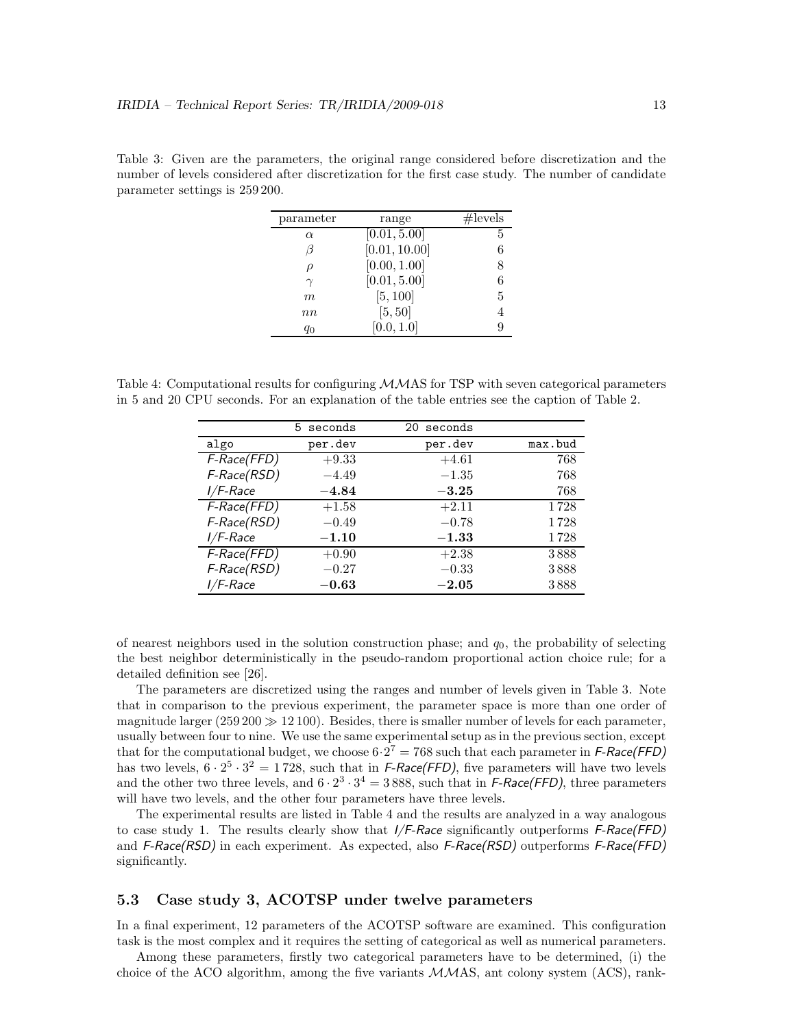Table 3: Given are the parameters, the original range considered before discretization and the number of levels considered after discretization for the first case study. The number of candidate parameter settings is 259 200.

| parameter | range | #levels |
|---|---|---|
| $\alpha$ | $[0.01, 5.00]$ | 5 |
| $\beta$ | $[0.01, 10.00]$ | 6 |
| $\rho$ | $[0.00, 1.00]$ | 8 |
| $\gamma$ | $[0.01, 5.00]$ | 6 |
| $m$ | $[5, 100]$ | 5 |
| $nn$ | $[5, 50]$ | 4 |
| $q_0$ | $[0.0, 1.0]$ | 9 |

Table 4: Computational results for configuring $\mathcal{MMAS}$ for TSP with seven categorical parameters in 5 and 20 CPU seconds. For an explanation of the table entries see the caption of Table 2.

| | 5 seconds | 20 seconds | |
|---|---|---|---|
| algo | per.dev | per.dev | max.bud |
| *F-Race(FFD)* | $+9.33$ | $+4.61$ | 768 |
| *F-Race(RSD)* | $-4.49$ | $-1.35$ | 768 |
| *I/F-Race* | $\mathbf{-4.84}$ | $\mathbf{-3.25}$ | 768 |
| *F-Race(FFD)* | $+1.58$ | $+2.11$ | 1 728 |
| *F-Race(RSD)* | $-0.49$ | $-0.78$ | 1 728 |
| *I/F-Race* | $\mathbf{-1.10}$ | $\mathbf{-1.33}$ | 1 728 |
| *F-Race(FFD)* | $+0.90$ | $+2.38$ | 3 888 |
| *F-Race(RSD)* | $-0.27$ | $-0.33$ | 3 888 |
| *I/F-Race* | $\mathbf{-0.63}$ | $\mathbf{-2.05}$ | 3 888 |

of nearest neighbors used in the solution construction phase; and $q_0$, the probability of selecting the best neighbor deterministically in the pseudo-random proportional action choice rule; for a detailed definition see [26].

The parameters are discretized using the ranges and number of levels given in Table 3. Note that in comparison to the previous experiment, the parameter space is more than one order of magnitude larger ($259\,200 \gg 12\,100$). Besides, there is smaller number of levels for each parameter, usually between four to nine. We use the same experimental setup as in the previous section, except that for the computational budget, we choose $6 \cdot 2^7 = 768$ such that each parameter in *F-Race(FFD)* has two levels, $6 \cdot 2^5 \cdot 3^2 = 1\,728$, such that in *F-Race(FFD)*, five parameters will have two levels and the other two three levels, and $6 \cdot 2^3 \cdot 3^4 = 3\,888$, such that in *F-Race(FFD)*, three parameters will have two levels, and the other four parameters have three levels.

The experimental results are listed in Table 4 and the results are analyzed in a way analogous to case study 1. The results clearly show that *I/F-Race* significantly outperforms *F-Race(FFD)* and *F-Race(RSD)* in each experiment. As expected, also *F-Race(RSD)* outperforms *F-Race(FFD)* significantly.

### 5.3 Case study 3, ACOTSP under twelve parameters

In a final experiment, 12 parameters of the ACOTSP software are examined. This configuration task is the most complex and it requires the setting of categorical as well as numerical parameters.

Among these parameters, firstly two categorical parameters have to be determined, (i) the choice of the ACO algorithm, among the five variants $\mathcal{MMAS}$, ant colony system (ACS), rank-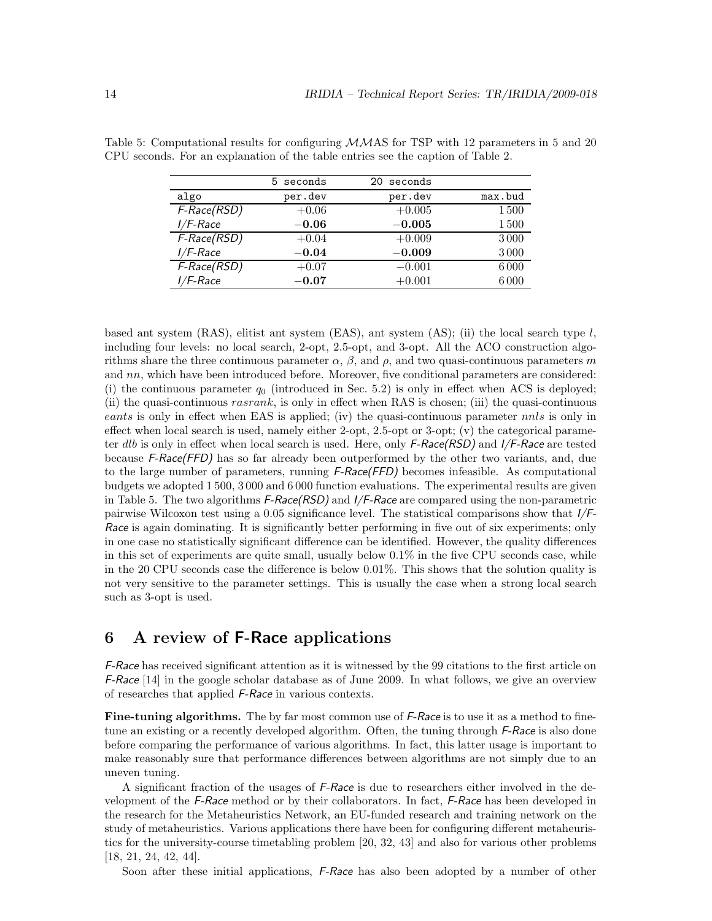Table 5: Computational results for configuring $\mathcal{MM}$AS for TSP with 12 parameters in 5 and 20 CPU seconds. For an explanation of the table entries see the caption of Table 2.

| | 5 seconds | 20 seconds | |
|---|---|---|---|
| algo | per.dev | per.dev | max.bud |
| *F-Race(RSD)* | +0.06 | +0.005 | 1 500 |
| *I/F-Race* | **−0.06** | **−0.005** | 1 500 |
| *F-Race(RSD)* | +0.04 | +0.009 | 3 000 |
| *I/F-Race* | **−0.04** | **−0.009** | 3 000 |
| *F-Race(RSD)* | +0.07 | −0.001 | 6 000 |
| *I/F-Race* | **−0.07** | +0.001 | 6 000 |

based ant system (RAS), elitist ant system (EAS), ant system (AS); (ii) the local search type $l$, including four levels: no local search, 2-opt, 2.5-opt, and 3-opt. All the ACO construction algorithms share the three continuous parameter $\alpha$, $\beta$, and $\rho$, and two quasi-continuous parameters $m$ and $nn$, which have been introduced before. Moreover, five conditional parameters are considered: (i) the continuous parameter $q_0$ (introduced in Sec. 5.2) is only in effect when ACS is deployed; (ii) the quasi-continuous $rasrank$, is only in effect when RAS is chosen; (iii) the quasi-continuous $eants$ is only in effect when EAS is applied; (iv) the quasi-continuous parameter $nnls$ is only in effect when local search is used, namely either 2-opt, 2.5-opt or 3-opt; (v) the categorical parameter $dlb$ is only in effect when local search is used. Here, only *F-Race(RSD)* and *I/F-Race* are tested because *F-Race(FFD)* has so far already been outperformed by the other two variants, and, due to the large number of parameters, running *F-Race(FFD)* becomes infeasible. As computational budgets we adopted 1 500, 3 000 and 6 000 function evaluations. The experimental results are given in Table 5. The two algorithms *F-Race(RSD)* and *I/F-Race* are compared using the non-parametric pairwise Wilcoxon test using a 0.05 significance level. The statistical comparisons show that *I/F-Race* is again dominating. It is significantly better performing in five out of six experiments; only in one case no statistically significant difference can be identified. However, the quality differences in this set of experiments are quite small, usually below 0.1% in the five CPU seconds case, while in the 20 CPU seconds case the difference is below 0.01%. This shows that the solution quality is not very sensitive to the parameter settings. This is usually the case when a strong local search such as 3-opt is used.

# 6 A review of F-Race applications

*F-Race* has received significant attention as it is witnessed by the 99 citations to the first article on *F-Race* [14] in the google scholar database as of June 2009. In what follows, we give an overview of researches that applied *F-Race* in various contexts.

**Fine-tuning algorithms.** The by far most common use of *F-Race* is to use it as a method to fine-tune an existing or a recently developed algorithm. Often, the tuning through *F-Race* is also done before comparing the performance of various algorithms. In fact, this latter usage is important to make reasonably sure that performance differences between algorithms are not simply due to an uneven tuning.

A significant fraction of the usages of *F-Race* is due to researchers either involved in the development of the *F-Race* method or by their collaborators. In fact, *F-Race* has been developed in the research for the Metaheuristics Network, an EU-funded research and training network on the study of metaheuristics. Various applications there have been for configuring different metaheuristics for the university-course timetabling problem [20, 32, 43] and also for various other problems [18, 21, 24, 42, 44].

Soon after these initial applications, *F-Race* has also been adopted by a number of other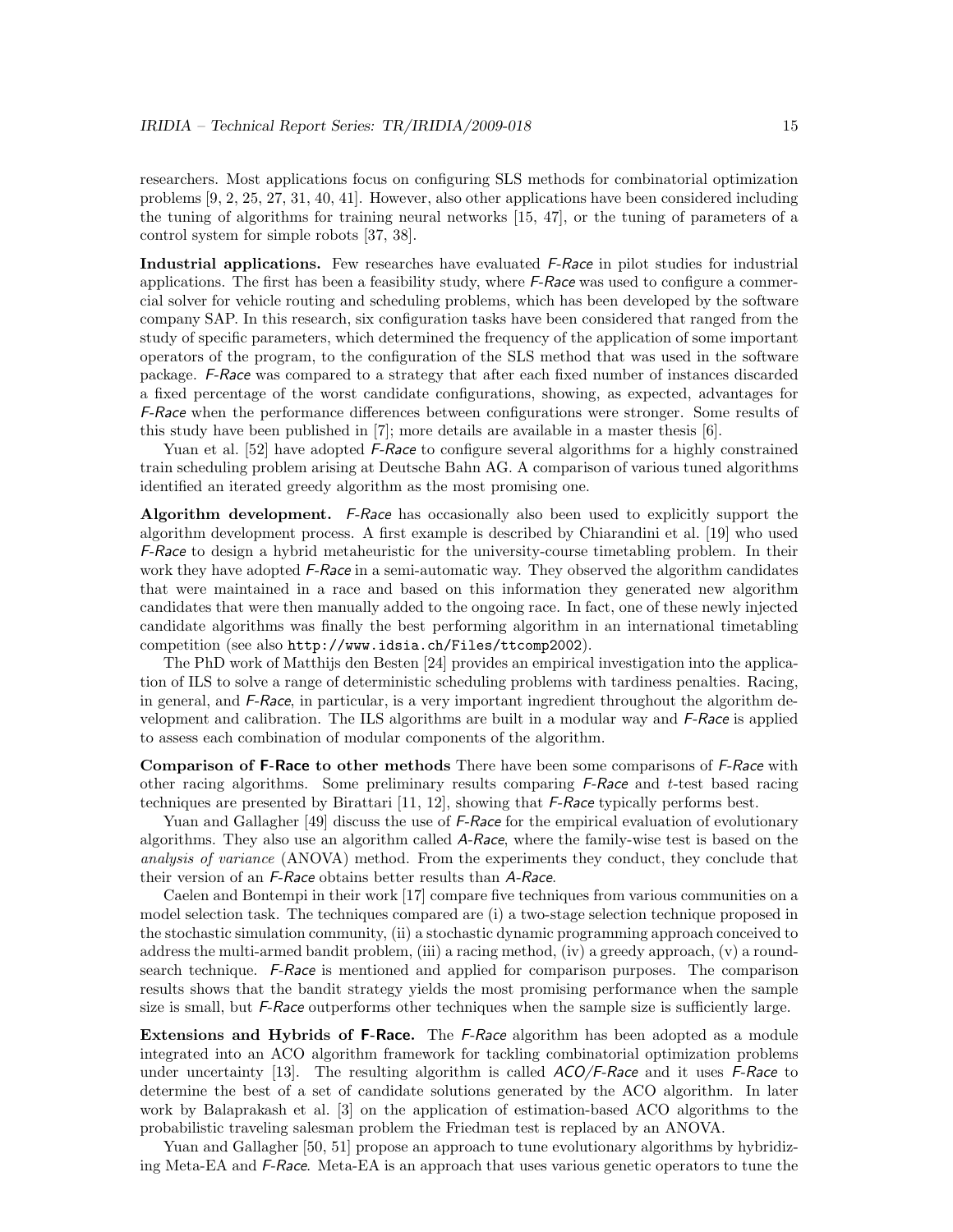researchers. Most applications focus on configuring SLS methods for combinatorial optimization problems [9, 2, 25, 27, 31, 40, 41]. However, also other applications have been considered including the tuning of algorithms for training neural networks [15, 47], or the tuning of parameters of a control system for simple robots [37, 38].

**Industrial applications.** Few researches have evaluated *F-Race* in pilot studies for industrial applications. The first has been a feasibility study, where *F-Race* was used to configure a commercial solver for vehicle routing and scheduling problems, which has been developed by the software company SAP. In this research, six configuration tasks have been considered that ranged from the study of specific parameters, which determined the frequency of the application of some important operators of the program, to the configuration of the SLS method that was used in the software package. *F-Race* was compared to a strategy that after each fixed number of instances discarded a fixed percentage of the worst candidate configurations, showing, as expected, advantages for *F-Race* when the performance differences between configurations were stronger. Some results of this study have been published in [7]; more details are available in a master thesis [6].

Yuan et al. [52] have adopted *F-Race* to configure several algorithms for a highly constrained train scheduling problem arising at Deutsche Bahn AG. A comparison of various tuned algorithms identified an iterated greedy algorithm as the most promising one.

**Algorithm development.** *F-Race* has occasionally also been used to explicitly support the algorithm development process. A first example is described by Chiarandini et al. [19] who used *F-Race* to design a hybrid metaheuristic for the university-course timetabling problem. In their work they have adopted *F-Race* in a semi-automatic way. They observed the algorithm candidates that were maintained in a race and based on this information they generated new algorithm candidates that were then manually added to the ongoing race. In fact, one of these newly injected candidate algorithms was finally the best performing algorithm in an international timetabling competition (see also `http://www.idsia.ch/Files/ttcomp2002`).

The PhD work of Matthijs den Besten [24] provides an empirical investigation into the application of ILS to solve a range of deterministic scheduling problems with tardiness penalties. Racing, in general, and *F-Race*, in particular, is a very important ingredient throughout the algorithm development and calibration. The ILS algorithms are built in a modular way and *F-Race* is applied to assess each combination of modular components of the algorithm.

**Comparison of F-Race to other methods** There have been some comparisons of *F-Race* with other racing algorithms. Some preliminary results comparing *F-Race* and $t$-test based racing techniques are presented by Birattari [11, 12], showing that *F-Race* typically performs best.

Yuan and Gallagher [49] discuss the use of *F-Race* for the empirical evaluation of evolutionary algorithms. They also use an algorithm called *A-Race*, where the family-wise test is based on the *analysis of variance* (ANOVA) method. From the experiments they conduct, they conclude that their version of an *F-Race* obtains better results than *A-Race*.

Caelen and Bontempi in their work [17] compare five techniques from various communities on a model selection task. The techniques compared are (i) a two-stage selection technique proposed in the stochastic simulation community, (ii) a stochastic dynamic programming approach conceived to address the multi-armed bandit problem, (iii) a racing method, (iv) a greedy approach, (v) a round-search technique. *F-Race* is mentioned and applied for comparison purposes. The comparison results shows that the bandit strategy yields the most promising performance when the sample size is small, but *F-Race* outperforms other techniques when the sample size is sufficiently large.

**Extensions and Hybrids of F-Race.** The *F-Race* algorithm has been adopted as a module integrated into an ACO algorithm framework for tackling combinatorial optimization problems under uncertainty [13]. The resulting algorithm is called *ACO/F-Race* and it uses *F-Race* to determine the best of a set of candidate solutions generated by the ACO algorithm. In later work by Balaprakash et al. [3] on the application of estimation-based ACO algorithms to the probabilistic traveling salesman problem the Friedman test is replaced by an ANOVA.

Yuan and Gallagher [50, 51] propose an approach to tune evolutionary algorithms by hybridizing Meta-EA and *F-Race*. Meta-EA is an approach that uses various genetic operators to tune the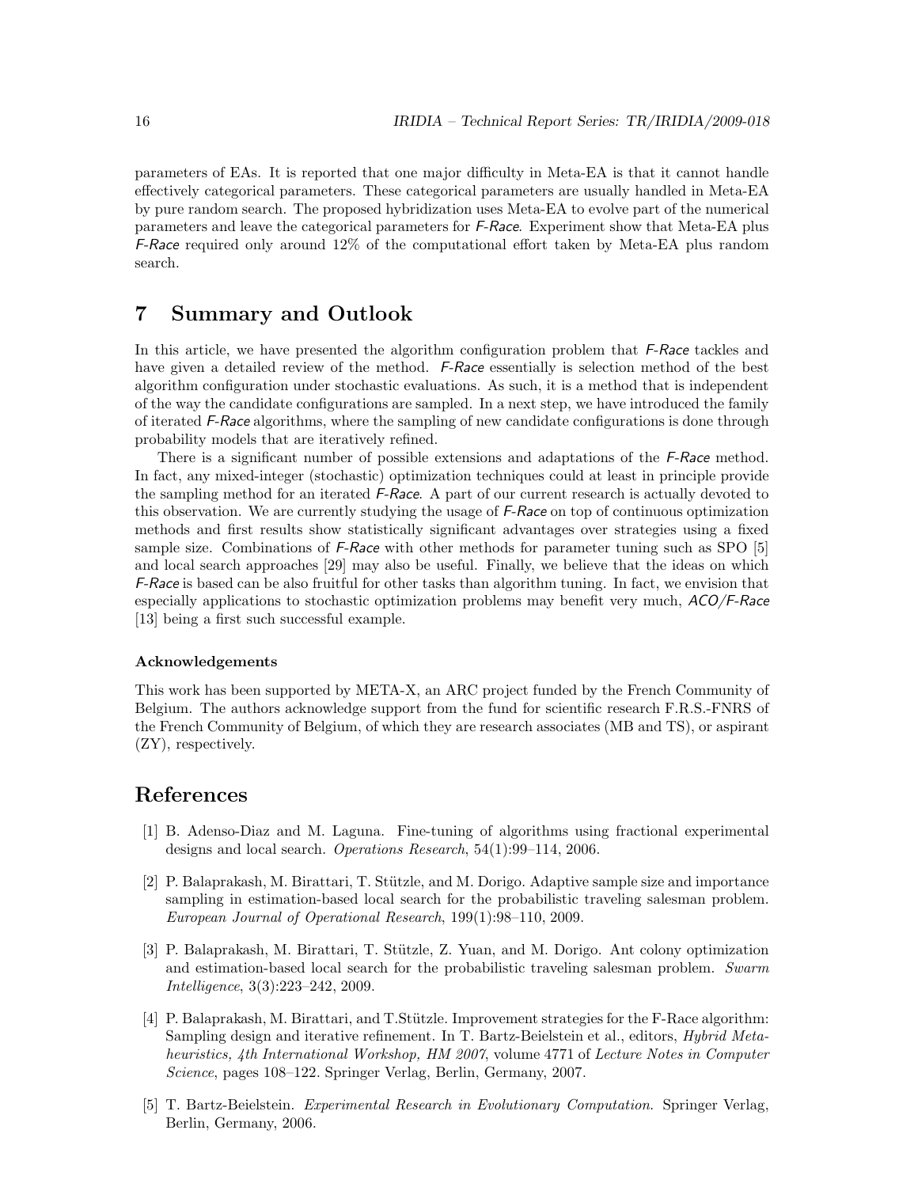parameters of EAs. It is reported that one major difficulty in Meta-EA is that it cannot handle effectively categorical parameters. These categorical parameters are usually handled in Meta-EA by pure random search. The proposed hybridization uses Meta-EA to evolve part of the numerical parameters and leave the categorical parameters for *F-Race*. Experiment show that Meta-EA plus *F-Race* required only around 12% of the computational effort taken by Meta-EA plus random search.

# 7 Summary and Outlook

In this article, we have presented the algorithm configuration problem that *F-Race* tackles and have given a detailed review of the method. *F-Race* essentially is selection method of the best algorithm configuration under stochastic evaluations. As such, it is a method that is independent of the way the candidate configurations are sampled. In a next step, we have introduced the family of iterated *F-Race* algorithms, where the sampling of new candidate configurations is done through probability models that are iteratively refined.

There is a significant number of possible extensions and adaptations of the *F-Race* method. In fact, any mixed-integer (stochastic) optimization techniques could at least in principle provide the sampling method for an iterated *F-Race*. A part of our current research is actually devoted to this observation. We are currently studying the usage of *F-Race* on top of continuous optimization methods and first results show statistically significant advantages over strategies using a fixed sample size. Combinations of *F-Race* with other methods for parameter tuning such as SPO [5] and local search approaches [29] may also be useful. Finally, we believe that the ideas on which *F-Race* is based can be also fruitful for other tasks than algorithm tuning. In fact, we envision that especially applications to stochastic optimization problems may benefit very much, *ACO/F-Race* [13] being a first such successful example.

### Acknowledgements

This work has been supported by META-X, an ARC project funded by the French Community of Belgium. The authors acknowledge support from the fund for scientific research F.R.S.-FNRS of the French Community of Belgium, of which they are research associates (MB and TS), or aspirant (ZY), respectively.

# References

[1] B. Adenso-Diaz and M. Laguna. Fine-tuning of algorithms using fractional experimental designs and local search. *Operations Research*, 54(1):99–114, 2006.

[2] P. Balaprakash, M. Birattari, T. Stützle, and M. Dorigo. Adaptive sample size and importance sampling in estimation-based local search for the probabilistic traveling salesman problem. *European Journal of Operational Research*, 199(1):98–110, 2009.

[3] P. Balaprakash, M. Birattari, T. Stützle, Z. Yuan, and M. Dorigo. Ant colony optimization and estimation-based local search for the probabilistic traveling salesman problem. *Swarm Intelligence*, 3(3):223–242, 2009.

[4] P. Balaprakash, M. Birattari, and T.Stützle. Improvement strategies for the F-Race algorithm: Sampling design and iterative refinement. In T. Bartz-Beielstein et al., editors, *Hybrid Metaheuristics, 4th International Workshop, HM 2007*, volume 4771 of *Lecture Notes in Computer Science*, pages 108–122. Springer Verlag, Berlin, Germany, 2007.

[5] T. Bartz-Beielstein. *Experimental Research in Evolutionary Computation*. Springer Verlag, Berlin, Germany, 2006.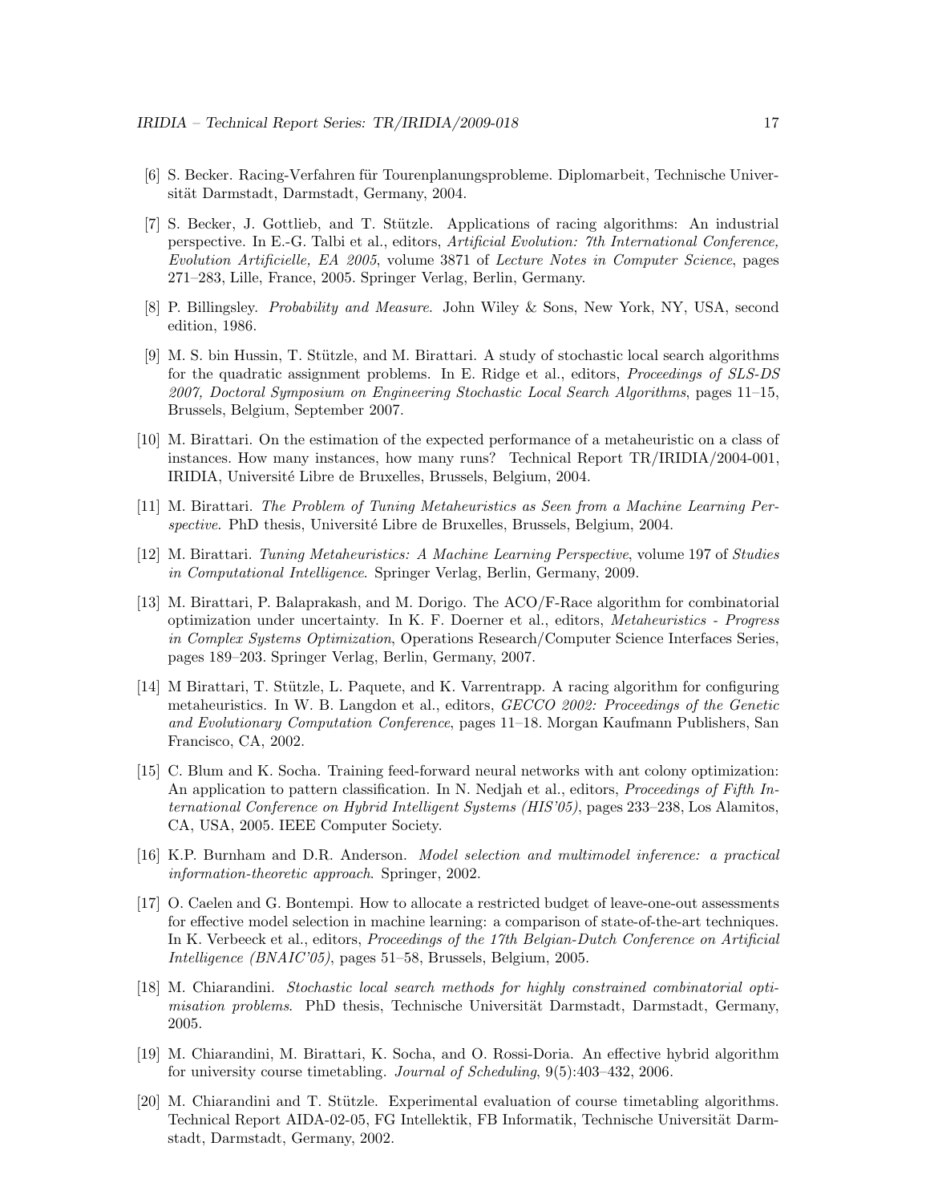[6] S. Becker. Racing-Verfahren für Tourenplanungsprobleme. Diplomarbeit, Technische Universität Darmstadt, Darmstadt, Germany, 2004.

[7] S. Becker, J. Gottlieb, and T. Stützle. Applications of racing algorithms: An industrial perspective. In E.-G. Talbi et al., editors, *Artificial Evolution: 7th International Conference, Evolution Artificielle, EA 2005*, volume 3871 of *Lecture Notes in Computer Science*, pages 271–283, Lille, France, 2005. Springer Verlag, Berlin, Germany.

[8] P. Billingsley. *Probability and Measure*. John Wiley & Sons, New York, NY, USA, second edition, 1986.

[9] M. S. bin Hussin, T. Stützle, and M. Birattari. A study of stochastic local search algorithms for the quadratic assignment problems. In E. Ridge et al., editors, *Proceedings of SLS-DS 2007, Doctoral Symposium on Engineering Stochastic Local Search Algorithms*, pages 11–15, Brussels, Belgium, September 2007.

[10] M. Birattari. On the estimation of the expected performance of a metaheuristic on a class of instances. How many instances, how many runs? Technical Report TR/IRIDIA/2004-001, IRIDIA, Université Libre de Bruxelles, Brussels, Belgium, 2004.

[11] M. Birattari. *The Problem of Tuning Metaheuristics as Seen from a Machine Learning Perspective*. PhD thesis, Université Libre de Bruxelles, Brussels, Belgium, 2004.

[12] M. Birattari. *Tuning Metaheuristics: A Machine Learning Perspective*, volume 197 of *Studies in Computational Intelligence*. Springer Verlag, Berlin, Germany, 2009.

[13] M. Birattari, P. Balaprakash, and M. Dorigo. The ACO/F-Race algorithm for combinatorial optimization under uncertainty. In K. F. Doerner et al., editors, *Metaheuristics - Progress in Complex Systems Optimization*, Operations Research/Computer Science Interfaces Series, pages 189–203. Springer Verlag, Berlin, Germany, 2007.

[14] M Birattari, T. Stützle, L. Paquete, and K. Varrentrapp. A racing algorithm for configuring metaheuristics. In W. B. Langdon et al., editors, *GECCO 2002: Proceedings of the Genetic and Evolutionary Computation Conference*, pages 11–18. Morgan Kaufmann Publishers, San Francisco, CA, 2002.

[15] C. Blum and K. Socha. Training feed-forward neural networks with ant colony optimization: An application to pattern classification. In N. Nedjah et al., editors, *Proceedings of Fifth International Conference on Hybrid Intelligent Systems (HIS'05)*, pages 233–238, Los Alamitos, CA, USA, 2005. IEEE Computer Society.

[16] K.P. Burnham and D.R. Anderson. *Model selection and multimodel inference: a practical information-theoretic approach*. Springer, 2002.

[17] O. Caelen and G. Bontempi. How to allocate a restricted budget of leave-one-out assessments for effective model selection in machine learning: a comparison of state-of-the-art techniques. In K. Verbeeck et al., editors, *Proceedings of the 17th Belgian-Dutch Conference on Artificial Intelligence (BNAIC'05)*, pages 51–58, Brussels, Belgium, 2005.

[18] M. Chiarandini. *Stochastic local search methods for highly constrained combinatorial optimisation problems*. PhD thesis, Technische Universität Darmstadt, Darmstadt, Germany, 2005.

[19] M. Chiarandini, M. Birattari, K. Socha, and O. Rossi-Doria. An effective hybrid algorithm for university course timetabling. *Journal of Scheduling*, 9(5):403–432, 2006.

[20] M. Chiarandini and T. Stützle. Experimental evaluation of course timetabling algorithms. Technical Report AIDA-02-05, FG Intellektik, FB Informatik, Technische Universität Darmstadt, Darmstadt, Germany, 2002.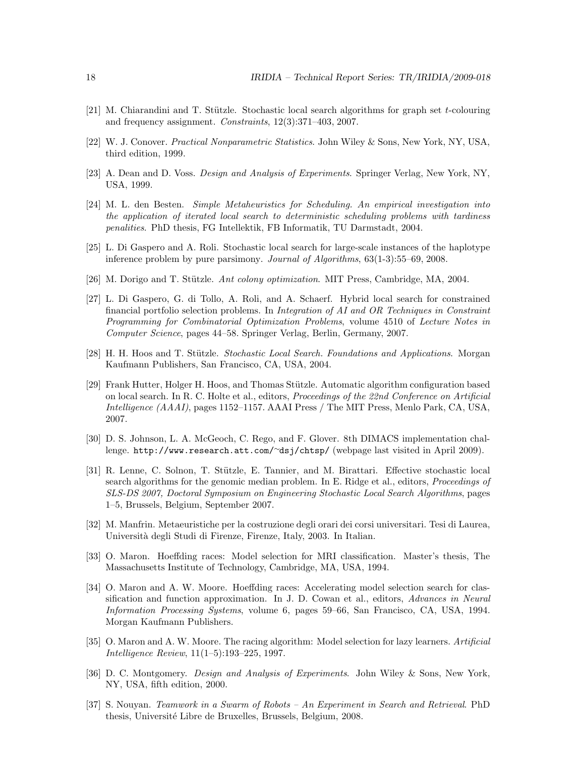[21] M. Chiarandini and T. Stützle. Stochastic local search algorithms for graph set $t$-colouring and frequency assignment. *Constraints*, 12(3):371–403, 2007.

[22] W. J. Conover. *Practical Nonparametric Statistics*. John Wiley & Sons, New York, NY, USA, third edition, 1999.

[23] A. Dean and D. Voss. *Design and Analysis of Experiments*. Springer Verlag, New York, NY, USA, 1999.

[24] M. L. den Besten. *Simple Metaheuristics for Scheduling. An empirical investigation into the application of iterated local search to deterministic scheduling problems with tardiness penalities*. PhD thesis, FG Intellektik, FB Informatik, TU Darmstadt, 2004.

[25] L. Di Gaspero and A. Roli. Stochastic local search for large-scale instances of the haplotype inference problem by pure parsimony. *Journal of Algorithms*, 63(1-3):55–69, 2008.

[26] M. Dorigo and T. Stützle. *Ant colony optimization*. MIT Press, Cambridge, MA, 2004.

[27] L. Di Gaspero, G. di Tollo, A. Roli, and A. Schaerf. Hybrid local search for constrained financial portfolio selection problems. In *Integration of AI and OR Techniques in Constraint Programming for Combinatorial Optimization Problems*, volume 4510 of *Lecture Notes in Computer Science*, pages 44–58. Springer Verlag, Berlin, Germany, 2007.

[28] H. H. Hoos and T. Stützle. *Stochastic Local Search. Foundations and Applications*. Morgan Kaufmann Publishers, San Francisco, CA, USA, 2004.

[29] Frank Hutter, Holger H. Hoos, and Thomas Stützle. Automatic algorithm configuration based on local search. In R. C. Holte et al., editors, *Proceedings of the 22nd Conference on Artificial Intelligence (AAAI)*, pages 1152–1157. AAAI Press / The MIT Press, Menlo Park, CA, USA, 2007.

[30] D. S. Johnson, L. A. McGeoch, C. Rego, and F. Glover. 8th DIMACS implementation challenge. http://www.research.att.com/~dsj/chtsp/ (webpage last visited in April 2009).

[31] R. Lenne, C. Solnon, T. Stützle, E. Tannier, and M. Birattari. Effective stochastic local search algorithms for the genomic median problem. In E. Ridge et al., editors, *Proceedings of SLS-DS 2007, Doctoral Symposium on Engineering Stochastic Local Search Algorithms*, pages 1–5, Brussels, Belgium, September 2007.

[32] M. Manfrin. Metaeuristiche per la costruzione degli orari dei corsi universitari. Tesi di Laurea, Università degli Studi di Firenze, Firenze, Italy, 2003. In Italian.

[33] O. Maron. Hoeffding races: Model selection for MRI classification. Master's thesis, The Massachusetts Institute of Technology, Cambridge, MA, USA, 1994.

[34] O. Maron and A. W. Moore. Hoeffding races: Accelerating model selection search for classification and function approximation. In J. D. Cowan et al., editors, *Advances in Neural Information Processing Systems*, volume 6, pages 59–66, San Francisco, CA, USA, 1994. Morgan Kaufmann Publishers.

[35] O. Maron and A. W. Moore. The racing algorithm: Model selection for lazy learners. *Artificial Intelligence Review*, 11(1–5):193–225, 1997.

[36] D. C. Montgomery. *Design and Analysis of Experiments*. John Wiley & Sons, New York, NY, USA, fifth edition, 2000.

[37] S. Nouyan. *Teamwork in a Swarm of Robots – An Experiment in Search and Retrieval*. PhD thesis, Université Libre de Bruxelles, Brussels, Belgium, 2008.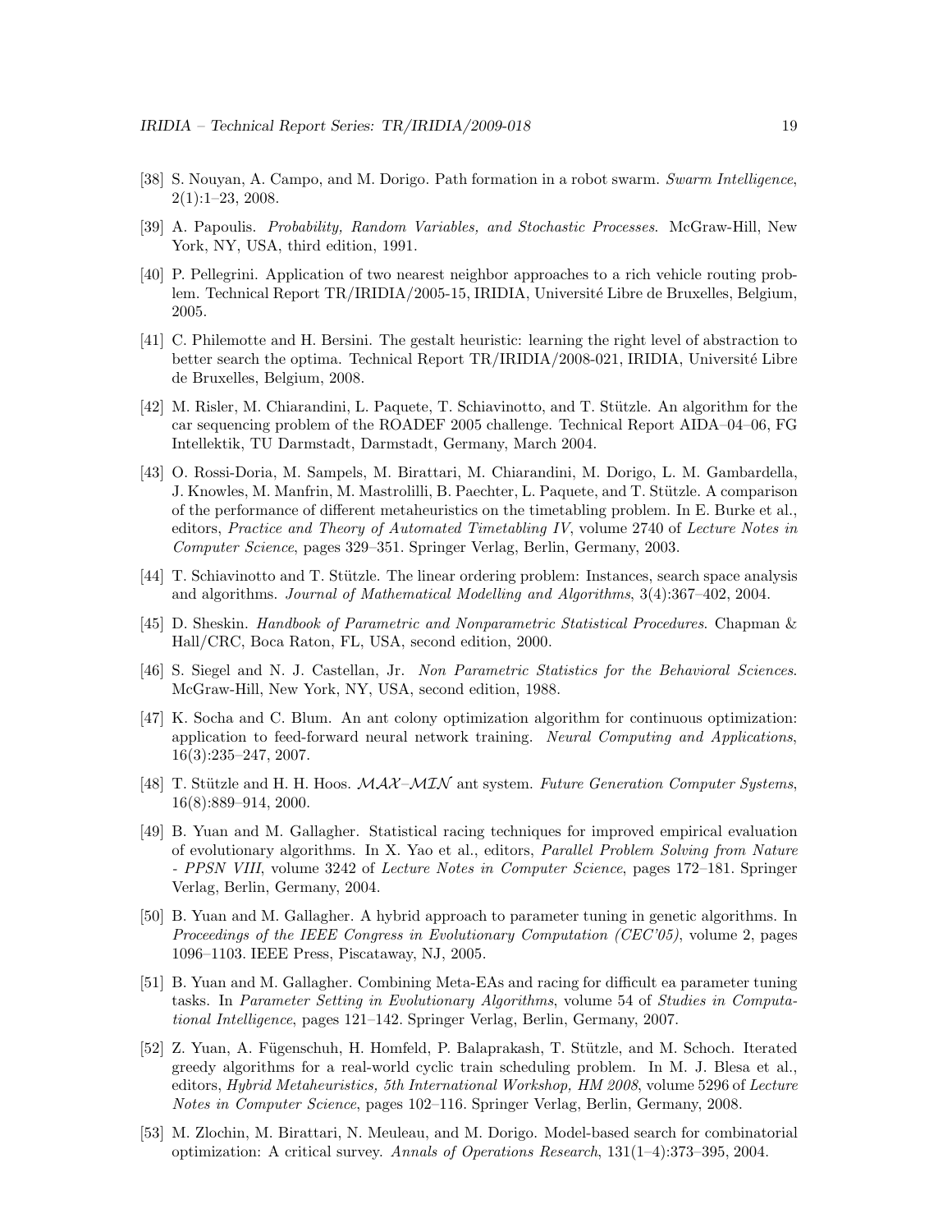[38] S. Nouyan, A. Campo, and M. Dorigo. Path formation in a robot swarm. *Swarm Intelligence*, 2(1):1–23, 2008.

[39] A. Papoulis. *Probability, Random Variables, and Stochastic Processes*. McGraw-Hill, New York, NY, USA, third edition, 1991.

[40] P. Pellegrini. Application of two nearest neighbor approaches to a rich vehicle routing problem. Technical Report TR/IRIDIA/2005-15, IRIDIA, Université Libre de Bruxelles, Belgium, 2005.

[41] C. Philemotte and H. Bersini. The gestalt heuristic: learning the right level of abstraction to better search the optima. Technical Report TR/IRIDIA/2008-021, IRIDIA, Université Libre de Bruxelles, Belgium, 2008.

[42] M. Risler, M. Chiarandini, L. Paquete, T. Schiavinotto, and T. Stützle. An algorithm for the car sequencing problem of the ROADEF 2005 challenge. Technical Report AIDA–04–06, FG Intellektik, TU Darmstadt, Darmstadt, Germany, March 2004.

[43] O. Rossi-Doria, M. Sampels, M. Birattari, M. Chiarandini, M. Dorigo, L. M. Gambardella, J. Knowles, M. Manfrin, M. Mastrolilli, B. Paechter, L. Paquete, and T. Stützle. A comparison of the performance of different metaheuristics on the timetabling problem. In E. Burke et al., editors, *Practice and Theory of Automated Timetabling IV*, volume 2740 of *Lecture Notes in Computer Science*, pages 329–351. Springer Verlag, Berlin, Germany, 2003.

[44] T. Schiavinotto and T. Stützle. The linear ordering problem: Instances, search space analysis and algorithms. *Journal of Mathematical Modelling and Algorithms*, 3(4):367–402, 2004.

[45] D. Sheskin. *Handbook of Parametric and Nonparametric Statistical Procedures*. Chapman & Hall/CRC, Boca Raton, FL, USA, second edition, 2000.

[46] S. Siegel and N. J. Castellan, Jr. *Non Parametric Statistics for the Behavioral Sciences*. McGraw-Hill, New York, NY, USA, second edition, 1988.

[47] K. Socha and C. Blum. An ant colony optimization algorithm for continuous optimization: application to feed-forward neural network training. *Neural Computing and Applications*, 16(3):235–247, 2007.

[48] T. Stützle and H. H. Hoos. $\mathcal{MAX}$–$\mathcal{MIN}$ ant system. *Future Generation Computer Systems*, 16(8):889–914, 2000.

[49] B. Yuan and M. Gallagher. Statistical racing techniques for improved empirical evaluation of evolutionary algorithms. In X. Yao et al., editors, *Parallel Problem Solving from Nature - PPSN VIII*, volume 3242 of *Lecture Notes in Computer Science*, pages 172–181. Springer Verlag, Berlin, Germany, 2004.

[50] B. Yuan and M. Gallagher. A hybrid approach to parameter tuning in genetic algorithms. In *Proceedings of the IEEE Congress in Evolutionary Computation (CEC'05)*, volume 2, pages 1096–1103. IEEE Press, Piscataway, NJ, 2005.

[51] B. Yuan and M. Gallagher. Combining Meta-EAs and racing for difficult ea parameter tuning tasks. In *Parameter Setting in Evolutionary Algorithms*, volume 54 of *Studies in Computational Intelligence*, pages 121–142. Springer Verlag, Berlin, Germany, 2007.

[52] Z. Yuan, A. Fügenschuh, H. Homfeld, P. Balaprakash, T. Stützle, and M. Schoch. Iterated greedy algorithms for a real-world cyclic train scheduling problem. In M. J. Blesa et al., editors, *Hybrid Metaheuristics, 5th International Workshop, HM 2008*, volume 5296 of *Lecture Notes in Computer Science*, pages 102–116. Springer Verlag, Berlin, Germany, 2008.

[53] M. Zlochin, M. Birattari, N. Meuleau, and M. Dorigo. Model-based search for combinatorial optimization: A critical survey. *Annals of Operations Research*, 131(1–4):373–395, 2004.